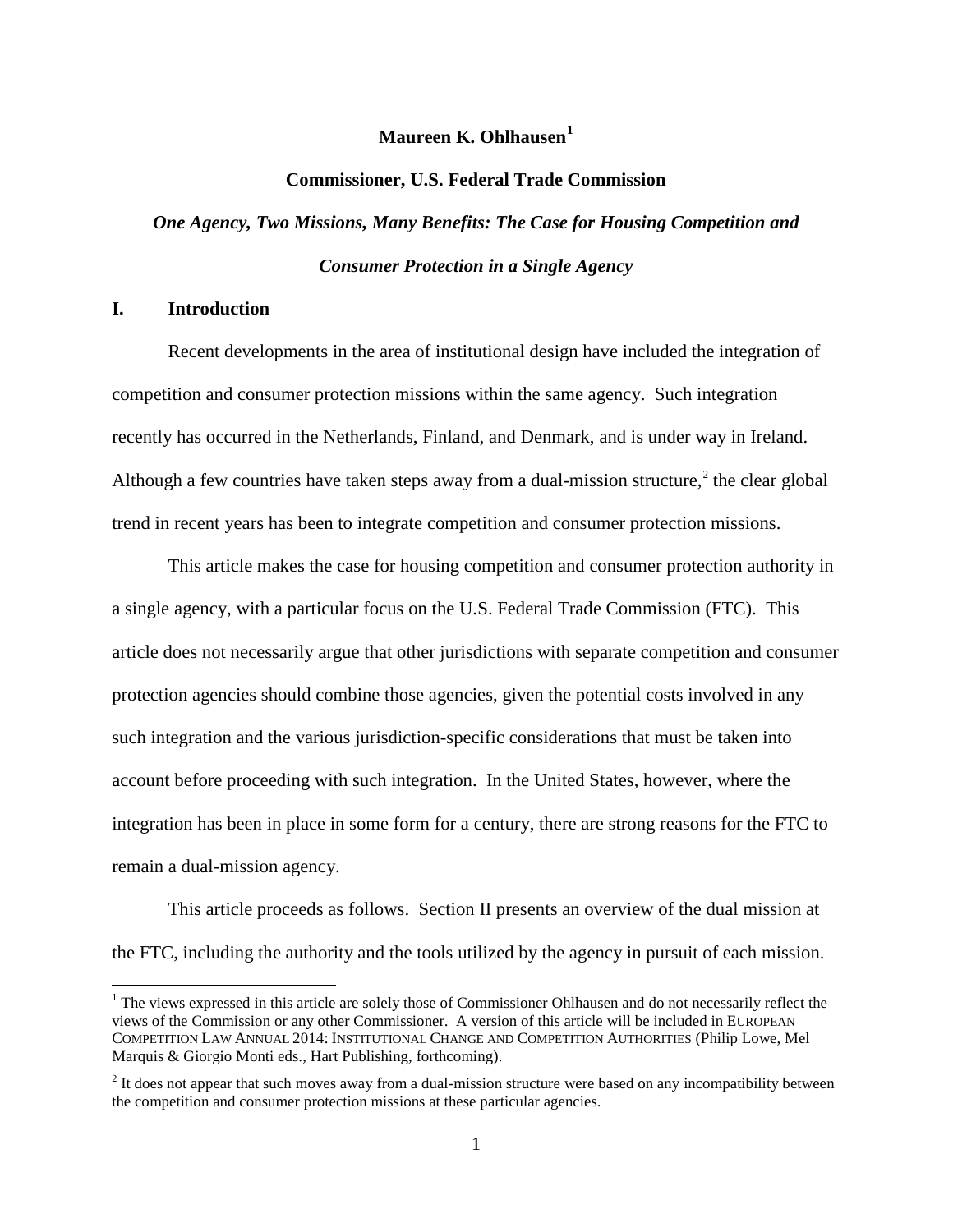**Maureen K. Ohlhausen**[1]

**Commissioner, U.S. Federal Trade Commission**

***One Agency, Two Missions, Many Benefits: The Case for Housing Competition and Consumer Protection in a Single Agency***

## I. Introduction

Recent developments in the area of institutional design have included the integration of competition and consumer protection missions within the same agency. Such integration recently has occurred in the Netherlands, Finland, and Denmark, and is under way in Ireland. Although a few countries have taken steps away from a dual-mission structure,[2] the clear global trend in recent years has been to integrate competition and consumer protection missions.

This article makes the case for housing competition and consumer protection authority in a single agency, with a particular focus on the U.S. Federal Trade Commission (FTC). This article does not necessarily argue that other jurisdictions with separate competition and consumer protection agencies should combine those agencies, given the potential costs involved in any such integration and the various jurisdiction-specific considerations that must be taken into account before proceeding with such integration. In the United States, however, where the integration has been in place in some form for a century, there are strong reasons for the FTC to remain a dual-mission agency.

This article proceeds as follows. Section II presents an overview of the dual mission at the FTC, including the authority and the tools utilized by the agency in pursuit of each mission.

---

[1] The views expressed in this article are solely those of Commissioner Ohlhausen and do not necessarily reflect the views of the Commission or any other Commissioner. A version of this article will be included in EUROPEAN COMPETITION LAW ANNUAL 2014: INSTITUTIONAL CHANGE AND COMPETITION AUTHORITIES (Philip Lowe, Mel Marquis & Giorgio Monti eds., Hart Publishing, forthcoming).

[2] It does not appear that such moves away from a dual-mission structure were based on any incompatibility between the competition and consumer protection missions at these particular agencies.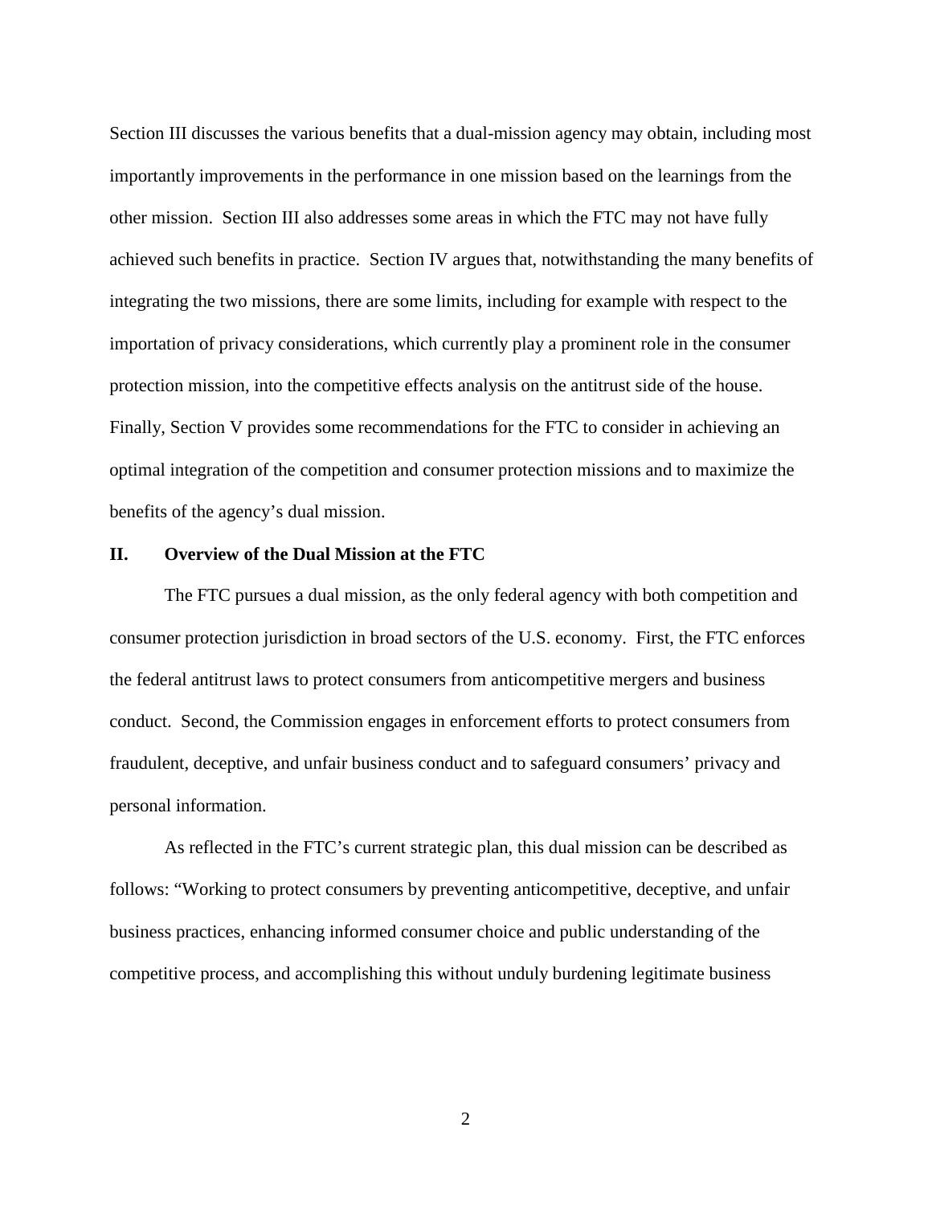Section III discusses the various benefits that a dual-mission agency may obtain, including most importantly improvements in the performance in one mission based on the learnings from the other mission. Section III also addresses some areas in which the FTC may not have fully achieved such benefits in practice. Section IV argues that, notwithstanding the many benefits of integrating the two missions, there are some limits, including for example with respect to the importation of privacy considerations, which currently play a prominent role in the consumer protection mission, into the competitive effects analysis on the antitrust side of the house. Finally, Section V provides some recommendations for the FTC to consider in achieving an optimal integration of the competition and consumer protection missions and to maximize the benefits of the agency's dual mission.

## II. Overview of the Dual Mission at the FTC

The FTC pursues a dual mission, as the only federal agency with both competition and consumer protection jurisdiction in broad sectors of the U.S. economy. First, the FTC enforces the federal antitrust laws to protect consumers from anticompetitive mergers and business conduct. Second, the Commission engages in enforcement efforts to protect consumers from fraudulent, deceptive, and unfair business conduct and to safeguard consumers' privacy and personal information.

As reflected in the FTC's current strategic plan, this dual mission can be described as follows: "Working to protect consumers by preventing anticompetitive, deceptive, and unfair business practices, enhancing informed consumer choice and public understanding of the competitive process, and accomplishing this without unduly burdening legitimate business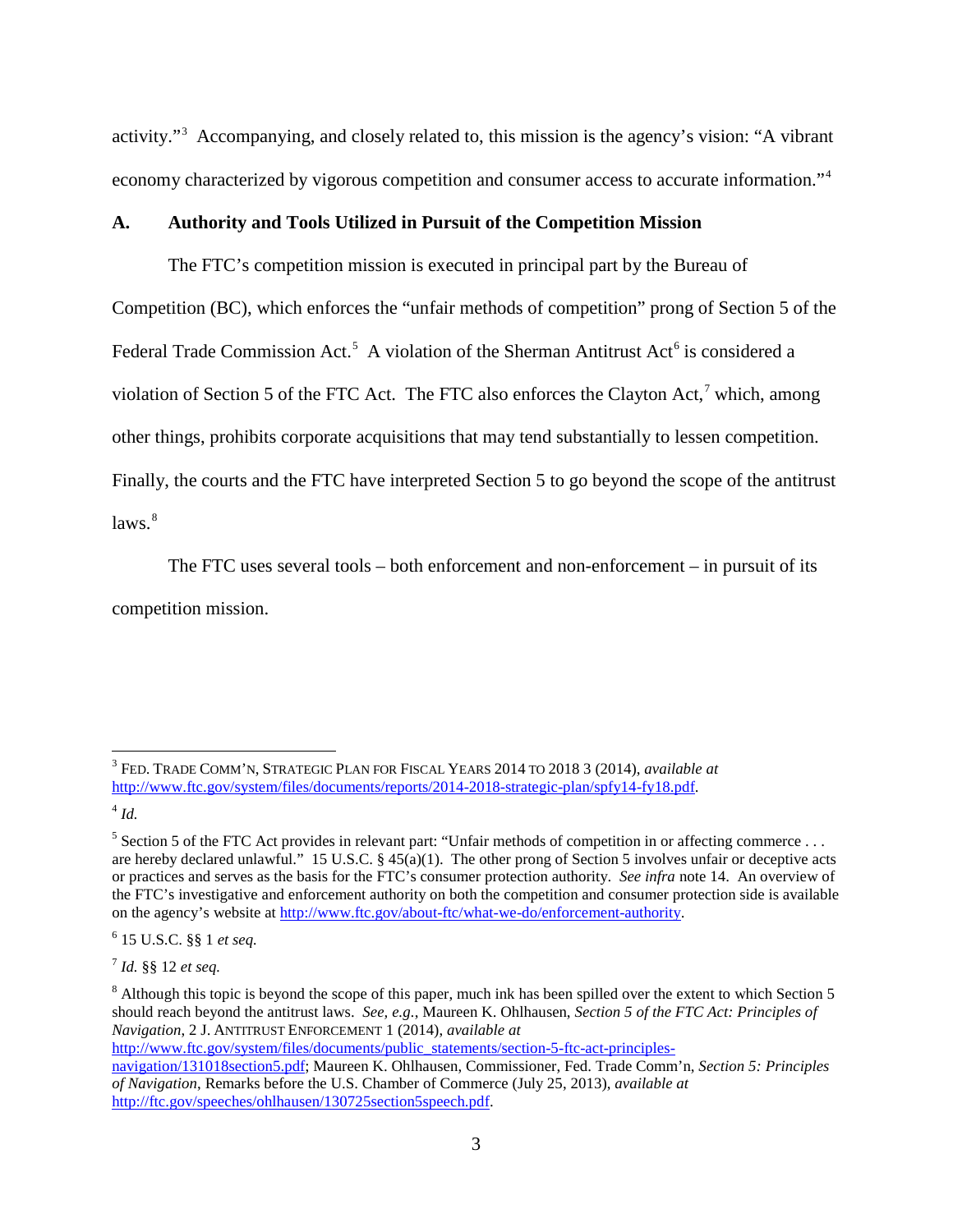activity."[3] Accompanying, and closely related to, this mission is the agency's vision: "A vibrant economy characterized by vigorous competition and consumer access to accurate information."[4]

### A. Authority and Tools Utilized in Pursuit of the Competition Mission

The FTC's competition mission is executed in principal part by the Bureau of Competition (BC), which enforces the "unfair methods of competition" prong of Section 5 of the Federal Trade Commission Act.[5] A violation of the Sherman Antitrust Act[6] is considered a violation of Section 5 of the FTC Act. The FTC also enforces the Clayton Act,[7] which, among other things, prohibits corporate acquisitions that may tend substantially to lessen competition. Finally, the courts and the FTC have interpreted Section 5 to go beyond the scope of the antitrust laws.[8]

The FTC uses several tools – both enforcement and non-enforcement – in pursuit of its competition mission.

---

[3] FED. TRADE COMM'N, STRATEGIC PLAN FOR FISCAL YEARS 2014 TO 2018 3 (2014), *available at* http://www.ftc.gov/system/files/documents/reports/2014-2018-strategic-plan/spfy14-fy18.pdf.

[4] *Id.*

[5] Section 5 of the FTC Act provides in relevant part: "Unfair methods of competition in or affecting commerce . . . are hereby declared unlawful." 15 U.S.C. § 45(a)(1). The other prong of Section 5 involves unfair or deceptive acts or practices and serves as the basis for the FTC's consumer protection authority. *See infra* note 14. An overview of the FTC's investigative and enforcement authority on both the competition and consumer protection side is available on the agency's website at http://www.ftc.gov/about-ftc/what-we-do/enforcement-authority.

[6] 15 U.S.C. §§ 1 *et seq.*

[7] *Id.* §§ 12 *et seq.*

[8] Although this topic is beyond the scope of this paper, much ink has been spilled over the extent to which Section 5 should reach beyond the antitrust laws. *See, e.g.*, Maureen K. Ohlhausen, *Section 5 of the FTC Act: Principles of Navigation*, 2 J. ANTITRUST ENFORCEMENT 1 (2014), *available at* http://www.ftc.gov/system/files/documents/public_statements/section-5-ftc-act-principles-navigation/131018section5.pdf; Maureen K. Ohlhausen, Commissioner, Fed. Trade Comm'n, *Section 5: Principles of Navigation*, Remarks before the U.S. Chamber of Commerce (July 25, 2013), *available at* http://ftc.gov/speeches/ohlhausen/130725section5speech.pdf.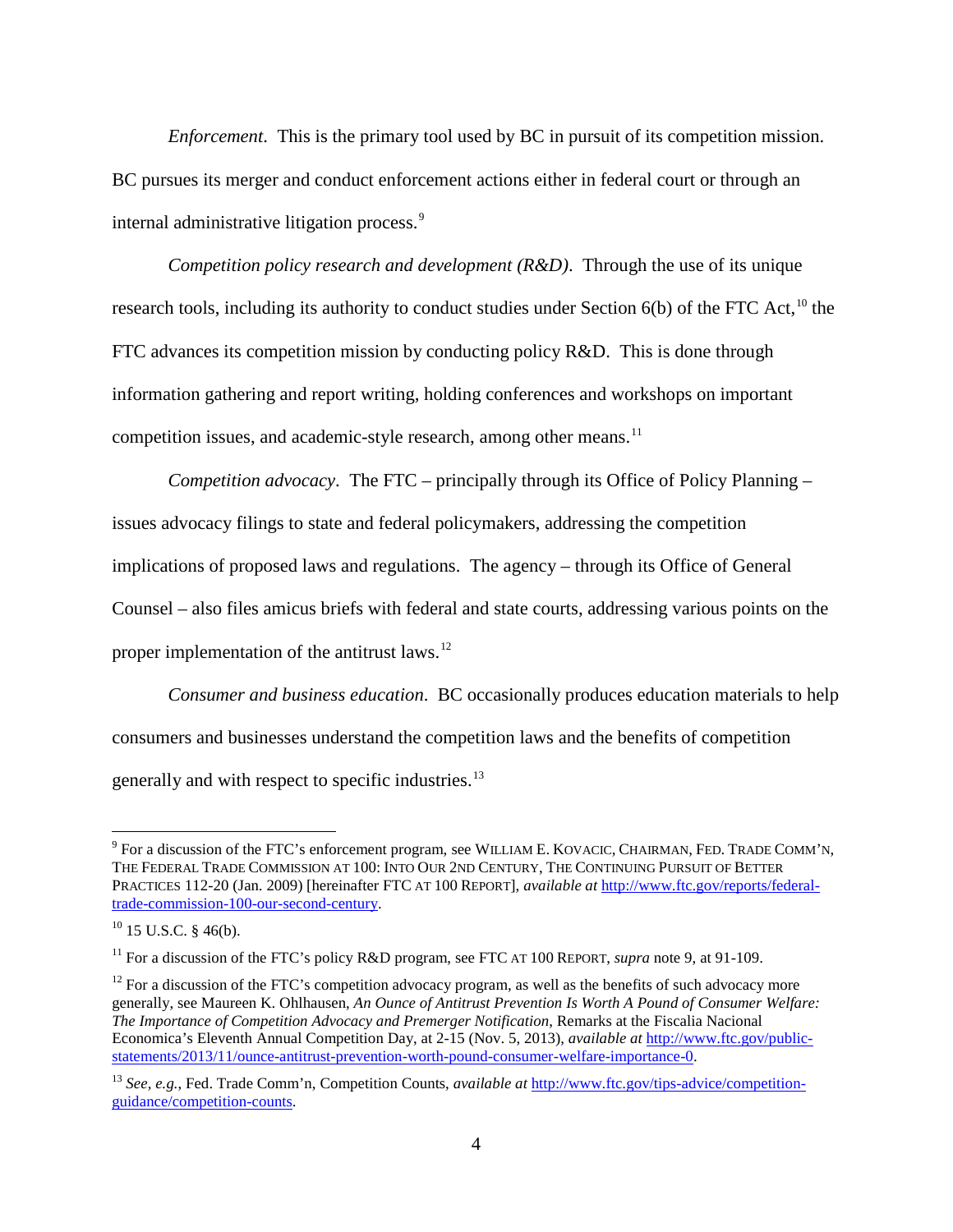*Enforcement*. This is the primary tool used by BC in pursuit of its competition mission. BC pursues its merger and conduct enforcement actions either in federal court or through an internal administrative litigation process.[9]

*Competition policy research and development (R&D)*. Through the use of its unique research tools, including its authority to conduct studies under Section 6(b) of the FTC Act,[10] the FTC advances its competition mission by conducting policy R&D. This is done through information gathering and report writing, holding conferences and workshops on important competition issues, and academic-style research, among other means.[11]

*Competition advocacy*. The FTC – principally through its Office of Policy Planning – issues advocacy filings to state and federal policymakers, addressing the competition implications of proposed laws and regulations. The agency – through its Office of General Counsel – also files amicus briefs with federal and state courts, addressing various points on the proper implementation of the antitrust laws.[12]

*Consumer and business education*. BC occasionally produces education materials to help consumers and businesses understand the competition laws and the benefits of competition generally and with respect to specific industries.[13]

---

[9] For a discussion of the FTC's enforcement program, see WILLIAM E. KOVACIC, CHAIRMAN, FED. TRADE COMM'N, THE FEDERAL TRADE COMMISSION AT 100: INTO OUR 2ND CENTURY, THE CONTINUING PURSUIT OF BETTER PRACTICES 112-20 (Jan. 2009) [hereinafter FTC AT 100 REPORT], *available at* http://www.ftc.gov/reports/federal-trade-commission-100-our-second-century.

[10] 15 U.S.C. § 46(b).

[11] For a discussion of the FTC's policy R&D program, see FTC AT 100 REPORT, *supra* note 9, at 91-109.

[12] For a discussion of the FTC's competition advocacy program, as well as the benefits of such advocacy more generally, see Maureen K. Ohlhausen, *An Ounce of Antitrust Prevention Is Worth A Pound of Consumer Welfare: The Importance of Competition Advocacy and Premerger Notification*, Remarks at the Fiscalia Nacional Economica's Eleventh Annual Competition Day, at 2-15 (Nov. 5, 2013), *available at* http://www.ftc.gov/public-statements/2013/11/ounce-antitrust-prevention-worth-pound-consumer-welfare-importance-0.

[13] *See, e.g.*, Fed. Trade Comm'n, Competition Counts, *available at* http://www.ftc.gov/tips-advice/competition-guidance/competition-counts.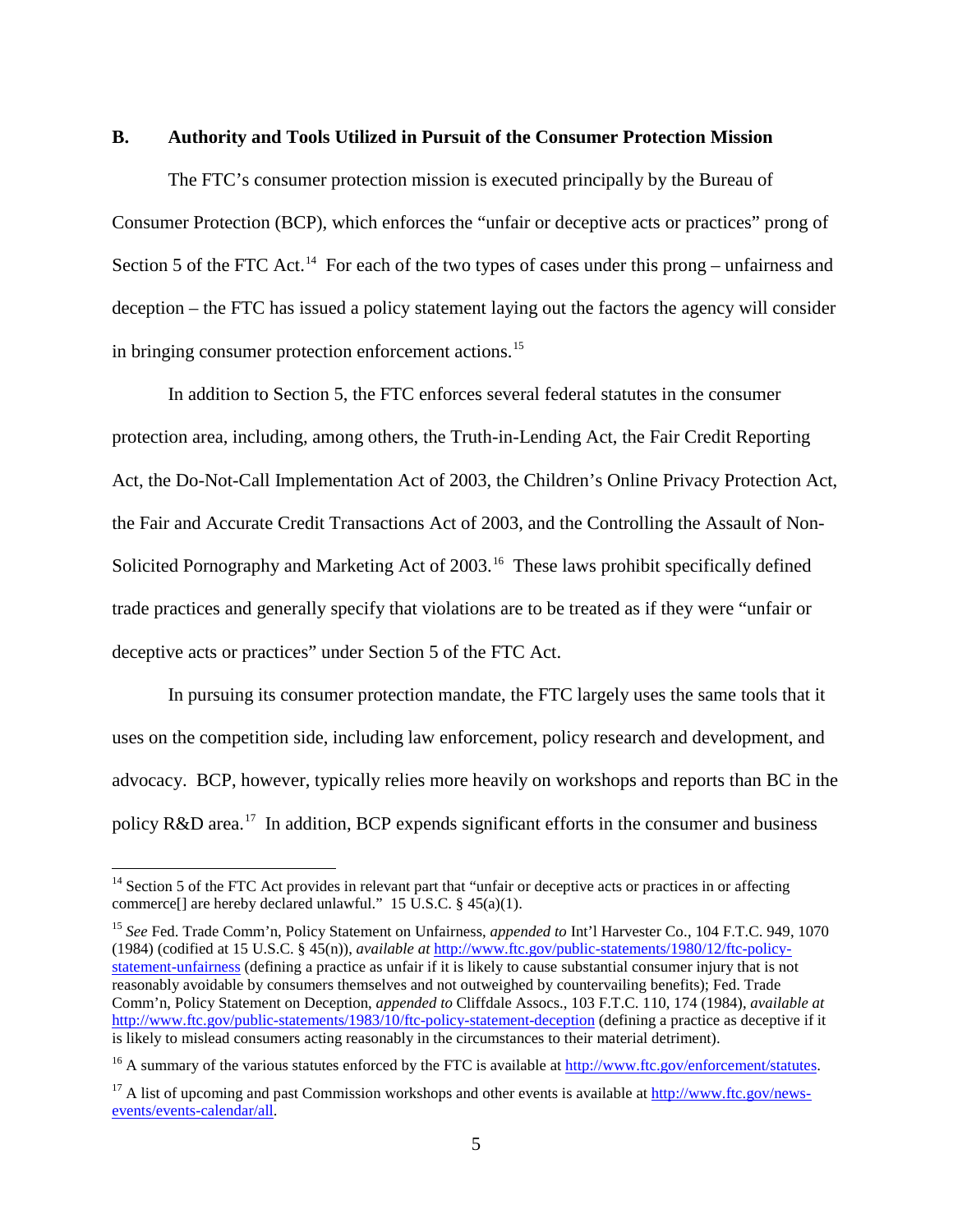## B. Authority and Tools Utilized in Pursuit of the Consumer Protection Mission

The FTC's consumer protection mission is executed principally by the Bureau of Consumer Protection (BCP), which enforces the "unfair or deceptive acts or practices" prong of Section 5 of the FTC Act.[14] For each of the two types of cases under this prong – unfairness and deception – the FTC has issued a policy statement laying out the factors the agency will consider in bringing consumer protection enforcement actions.[15]

In addition to Section 5, the FTC enforces several federal statutes in the consumer protection area, including, among others, the Truth-in-Lending Act, the Fair Credit Reporting Act, the Do-Not-Call Implementation Act of 2003, the Children's Online Privacy Protection Act, the Fair and Accurate Credit Transactions Act of 2003, and the Controlling the Assault of Non-Solicited Pornography and Marketing Act of 2003.[16] These laws prohibit specifically defined trade practices and generally specify that violations are to be treated as if they were "unfair or deceptive acts or practices" under Section 5 of the FTC Act.

In pursuing its consumer protection mandate, the FTC largely uses the same tools that it uses on the competition side, including law enforcement, policy research and development, and advocacy. BCP, however, typically relies more heavily on workshops and reports than BC in the policy R&D area.[17] In addition, BCP expends significant efforts in the consumer and business

---

[14] Section 5 of the FTC Act provides in relevant part that "unfair or deceptive acts or practices in or affecting commerce[] are hereby declared unlawful." 15 U.S.C. § 45(a)(1).

[15] *See* Fed. Trade Comm'n, Policy Statement on Unfairness, *appended to* Int'l Harvester Co., 104 F.T.C. 949, 1070 (1984) (codified at 15 U.S.C. § 45(n)), *available at* http://www.ftc.gov/public-statements/1980/12/ftc-policy-statement-unfairness (defining a practice as unfair if it is likely to cause substantial consumer injury that is not reasonably avoidable by consumers themselves and not outweighed by countervailing benefits); Fed. Trade Comm'n, Policy Statement on Deception, *appended to* Cliffdale Assocs., 103 F.T.C. 110, 174 (1984), *available at* http://www.ftc.gov/public-statements/1983/10/ftc-policy-statement-deception (defining a practice as deceptive if it is likely to mislead consumers acting reasonably in the circumstances to their material detriment).

[16] A summary of the various statutes enforced by the FTC is available at http://www.ftc.gov/enforcement/statutes.

[17] A list of upcoming and past Commission workshops and other events is available at http://www.ftc.gov/news-events/events-calendar/all.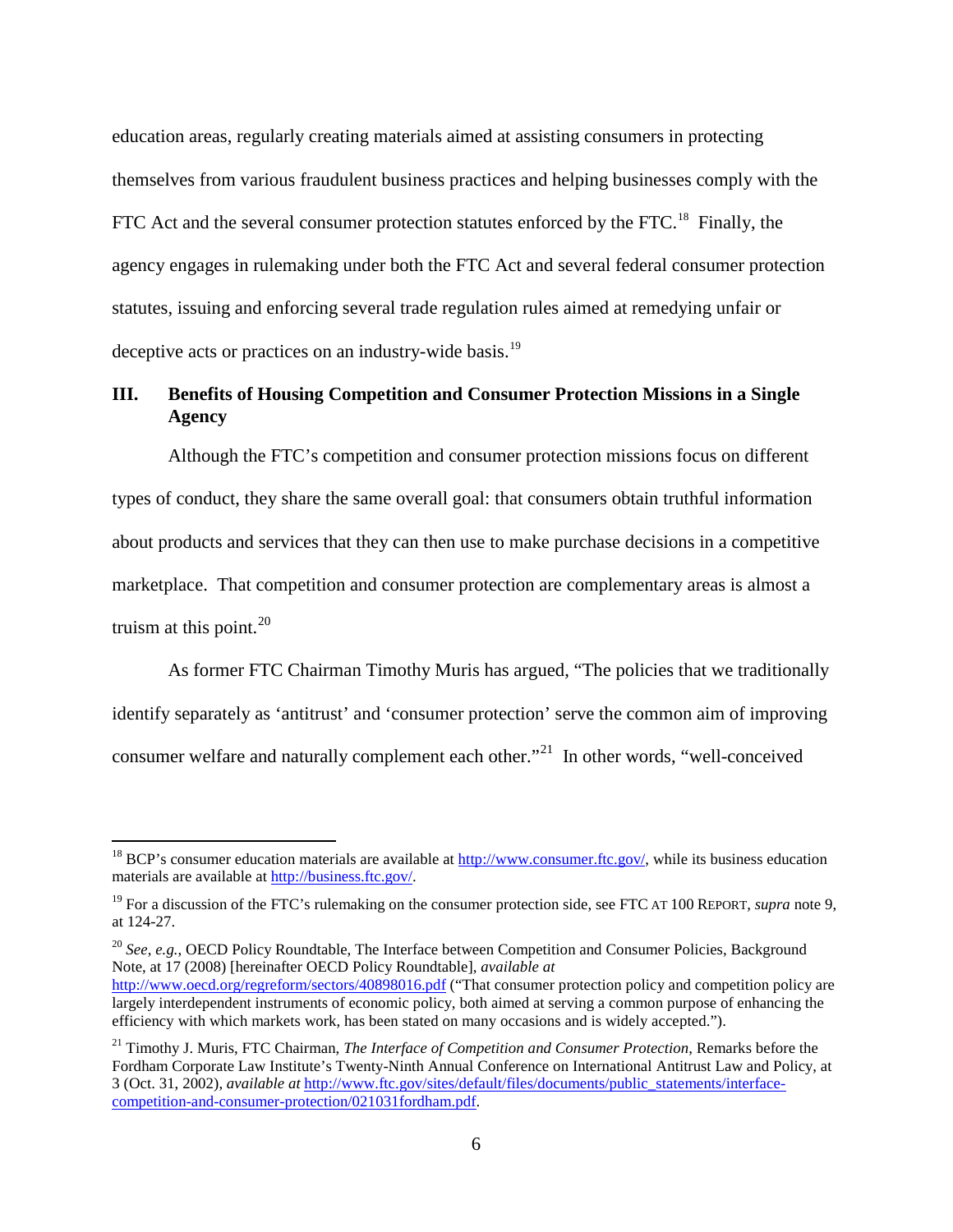education areas, regularly creating materials aimed at assisting consumers in protecting themselves from various fraudulent business practices and helping businesses comply with the FTC Act and the several consumer protection statutes enforced by the FTC.[18] Finally, the agency engages in rulemaking under both the FTC Act and several federal consumer protection statutes, issuing and enforcing several trade regulation rules aimed at remedying unfair or deceptive acts or practices on an industry-wide basis.[19]

## III. Benefits of Housing Competition and Consumer Protection Missions in a Single Agency

Although the FTC's competition and consumer protection missions focus on different types of conduct, they share the same overall goal: that consumers obtain truthful information about products and services that they can then use to make purchase decisions in a competitive marketplace. That competition and consumer protection are complementary areas is almost a truism at this point.[20]

As former FTC Chairman Timothy Muris has argued, "The policies that we traditionally identify separately as 'antitrust' and 'consumer protection' serve the common aim of improving consumer welfare and naturally complement each other."[21] In other words, "well-conceived

---

[18] BCP's consumer education materials are available at http://www.consumer.ftc.gov/, while its business education materials are available at http://business.ftc.gov/.

[19] For a discussion of the FTC's rulemaking on the consumer protection side, see FTC AT 100 REPORT, *supra* note 9, at 124-27.

[20] *See, e.g.*, OECD Policy Roundtable, The Interface between Competition and Consumer Policies, Background Note, at 17 (2008) [hereinafter OECD Policy Roundtable], *available at* http://www.oecd.org/regreform/sectors/40898016.pdf ("That consumer protection policy and competition policy are largely interdependent instruments of economic policy, both aimed at serving a common purpose of enhancing the efficiency with which markets work, has been stated on many occasions and is widely accepted.").

[21] Timothy J. Muris, FTC Chairman, *The Interface of Competition and Consumer Protection*, Remarks before the Fordham Corporate Law Institute's Twenty-Ninth Annual Conference on International Antitrust Law and Policy, at 3 (Oct. 31, 2002), *available at* http://www.ftc.gov/sites/default/files/documents/public_statements/interface-competition-and-consumer-protection/021031fordham.pdf.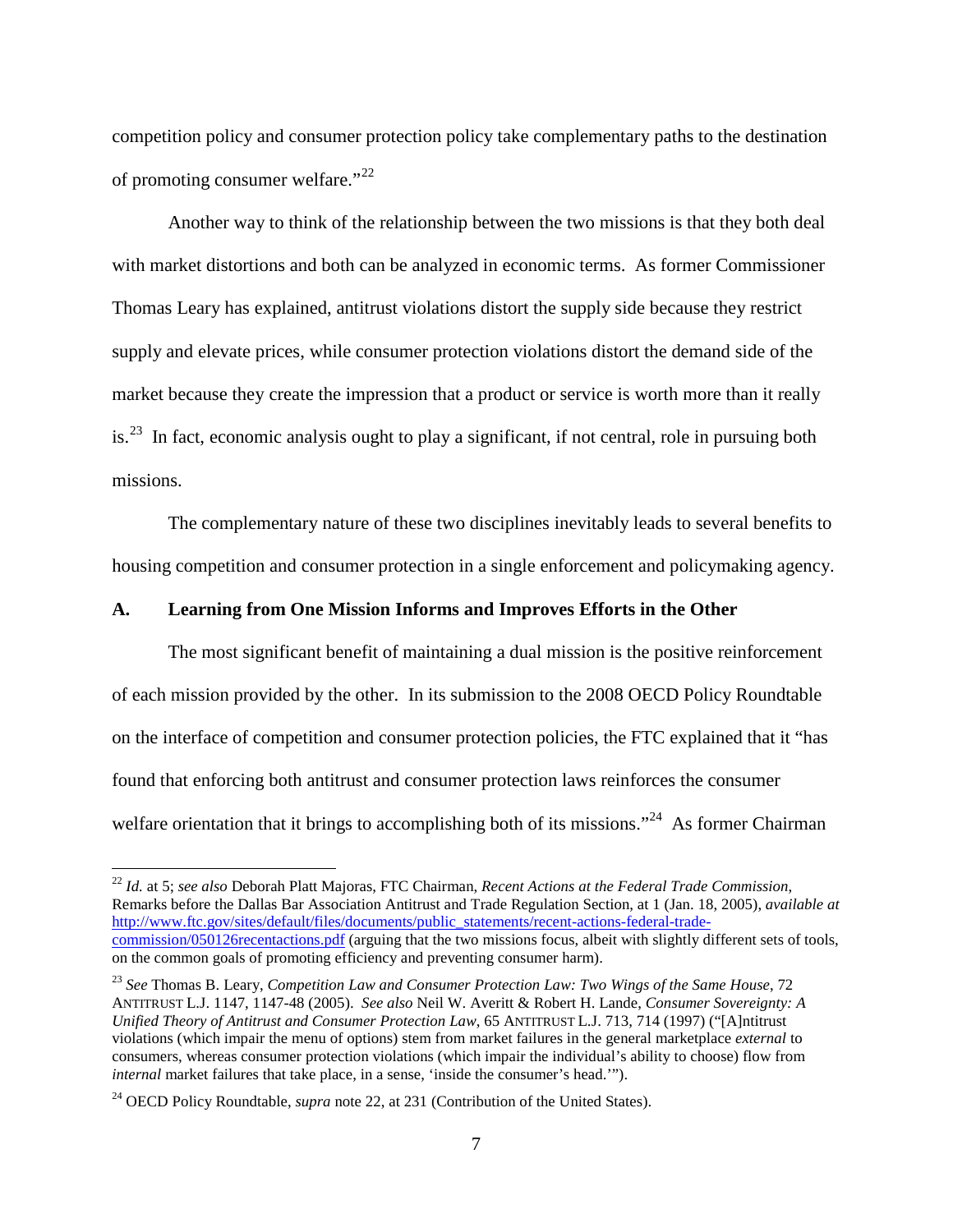competition policy and consumer protection policy take complementary paths to the destination of promoting consumer welfare."[22]

Another way to think of the relationship between the two missions is that they both deal with market distortions and both can be analyzed in economic terms. As former Commissioner Thomas Leary has explained, antitrust violations distort the supply side because they restrict supply and elevate prices, while consumer protection violations distort the demand side of the market because they create the impression that a product or service is worth more than it really is.[23] In fact, economic analysis ought to play a significant, if not central, role in pursuing both missions.

The complementary nature of these two disciplines inevitably leads to several benefits to housing competition and consumer protection in a single enforcement and policymaking agency.

## A. Learning from One Mission Informs and Improves Efforts in the Other

The most significant benefit of maintaining a dual mission is the positive reinforcement of each mission provided by the other. In its submission to the 2008 OECD Policy Roundtable on the interface of competition and consumer protection policies, the FTC explained that it "has found that enforcing both antitrust and consumer protection laws reinforces the consumer welfare orientation that it brings to accomplishing both of its missions."[24] As former Chairman

---

[22] *Id.* at 5; *see also* Deborah Platt Majoras, FTC Chairman, *Recent Actions at the Federal Trade Commission*, Remarks before the Dallas Bar Association Antitrust and Trade Regulation Section, at 1 (Jan. 18, 2005), *available at* [http://www.ftc.gov/sites/default/files/documents/public_statements/recent-actions-federal-trade-commission/050126recentactions.pdf](http://www.ftc.gov/sites/default/files/documents/public_statements/recent-actions-federal-trade-commission/050126recentactions.pdf) (arguing that the two missions focus, albeit with slightly different sets of tools, on the common goals of promoting efficiency and preventing consumer harm).

[23] *See* Thomas B. Leary, *Competition Law and Consumer Protection Law: Two Wings of the Same House*, 72 ANTITRUST L.J. 1147, 1147-48 (2005). *See also* Neil W. Averitt & Robert H. Lande, *Consumer Sovereignty: A Unified Theory of Antitrust and Consumer Protection Law*, 65 ANTITRUST L.J. 713, 714 (1997) ("[A]ntitrust violations (which impair the menu of options) stem from market failures in the general marketplace *external* to consumers, whereas consumer protection violations (which impair the individual's ability to choose) flow from *internal* market failures that take place, in a sense, 'inside the consumer's head.'").

[24] OECD Policy Roundtable, *supra* note 22, at 231 (Contribution of the United States).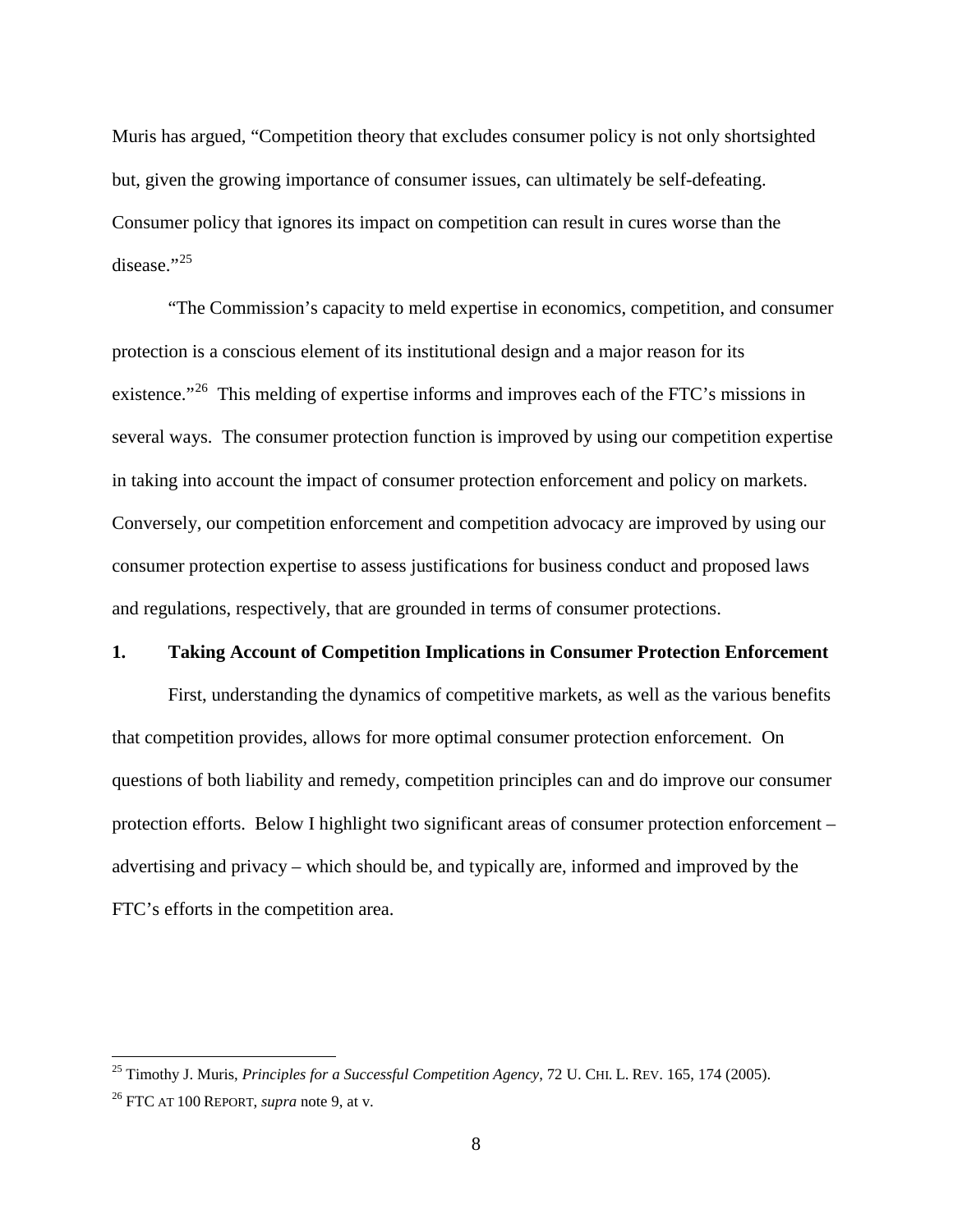Muris has argued, "Competition theory that excludes consumer policy is not only shortsighted but, given the growing importance of consumer issues, can ultimately be self-defeating. Consumer policy that ignores its impact on competition can result in cures worse than the disease."[25]

"The Commission's capacity to meld expertise in economics, competition, and consumer protection is a conscious element of its institutional design and a major reason for its existence."[26] This melding of expertise informs and improves each of the FTC's missions in several ways. The consumer protection function is improved by using our competition expertise in taking into account the impact of consumer protection enforcement and policy on markets. Conversely, our competition enforcement and competition advocacy are improved by using our consumer protection expertise to assess justifications for business conduct and proposed laws and regulations, respectively, that are grounded in terms of consumer protections.

### 1. Taking Account of Competition Implications in Consumer Protection Enforcement

First, understanding the dynamics of competitive markets, as well as the various benefits that competition provides, allows for more optimal consumer protection enforcement. On questions of both liability and remedy, competition principles can and do improve our consumer protection efforts. Below I highlight two significant areas of consumer protection enforcement – advertising and privacy – which should be, and typically are, informed and improved by the FTC's efforts in the competition area.

---

[25] Timothy J. Muris, *Principles for a Successful Competition Agency*, 72 U. CHI. L. REV. 165, 174 (2005).

[26] FTC AT 100 REPORT, *supra* note 9, at v.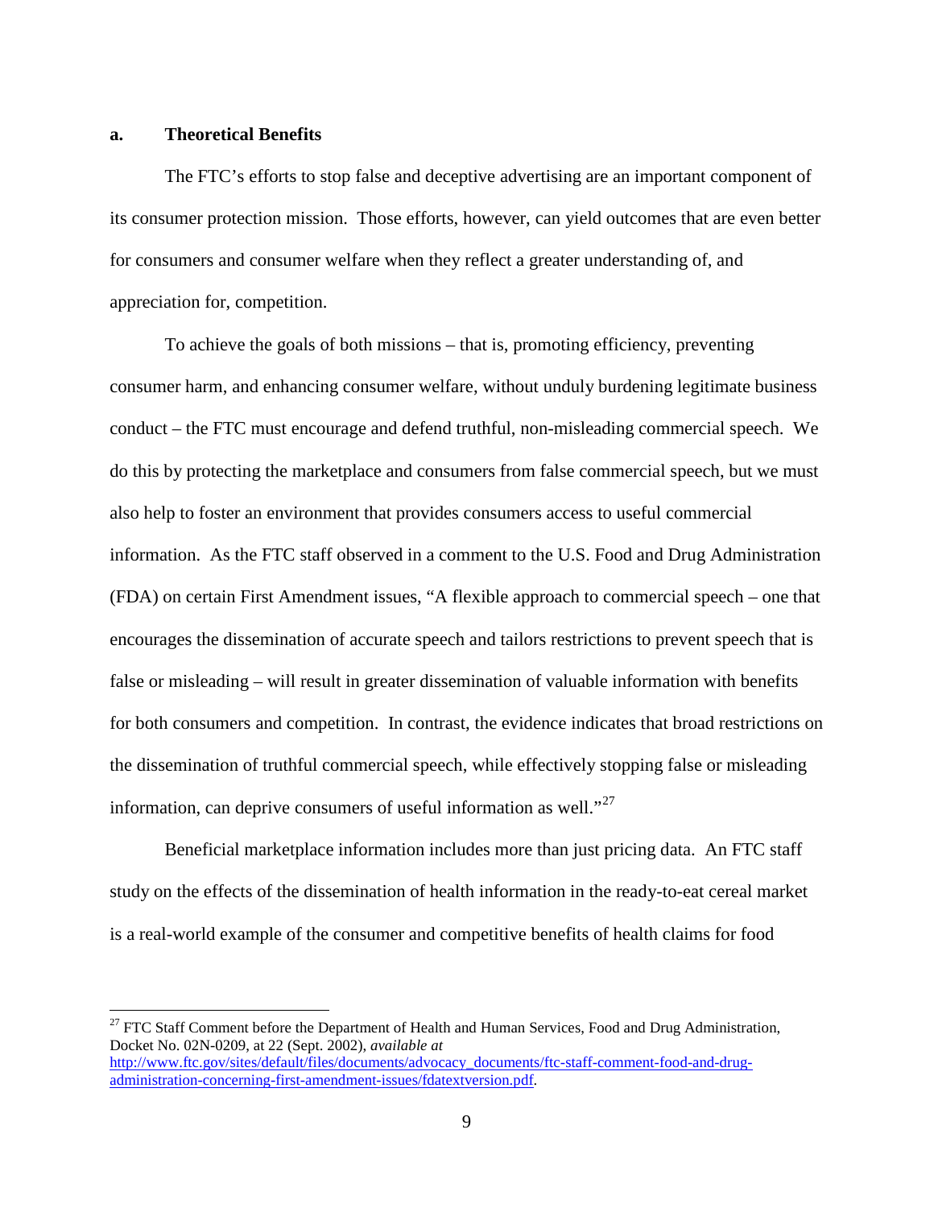### a. Theoretical Benefits

The FTC's efforts to stop false and deceptive advertising are an important component of its consumer protection mission. Those efforts, however, can yield outcomes that are even better for consumers and consumer welfare when they reflect a greater understanding of, and appreciation for, competition.

To achieve the goals of both missions – that is, promoting efficiency, preventing consumer harm, and enhancing consumer welfare, without unduly burdening legitimate business conduct – the FTC must encourage and defend truthful, non-misleading commercial speech. We do this by protecting the marketplace and consumers from false commercial speech, but we must also help to foster an environment that provides consumers access to useful commercial information. As the FTC staff observed in a comment to the U.S. Food and Drug Administration (FDA) on certain First Amendment issues, "A flexible approach to commercial speech – one that encourages the dissemination of accurate speech and tailors restrictions to prevent speech that is false or misleading – will result in greater dissemination of valuable information with benefits for both consumers and competition. In contrast, the evidence indicates that broad restrictions on the dissemination of truthful commercial speech, while effectively stopping false or misleading information, can deprive consumers of useful information as well."[27]

Beneficial marketplace information includes more than just pricing data. An FTC staff study on the effects of the dissemination of health information in the ready-to-eat cereal market is a real-world example of the consumer and competitive benefits of health claims for food

---

[27] FTC Staff Comment before the Department of Health and Human Services, Food and Drug Administration, Docket No. 02N-0209, at 22 (Sept. 2002), *available at* http://www.ftc.gov/sites/default/files/documents/advocacy_documents/ftc-staff-comment-food-and-drug-administration-concerning-first-amendment-issues/fdatextversion.pdf.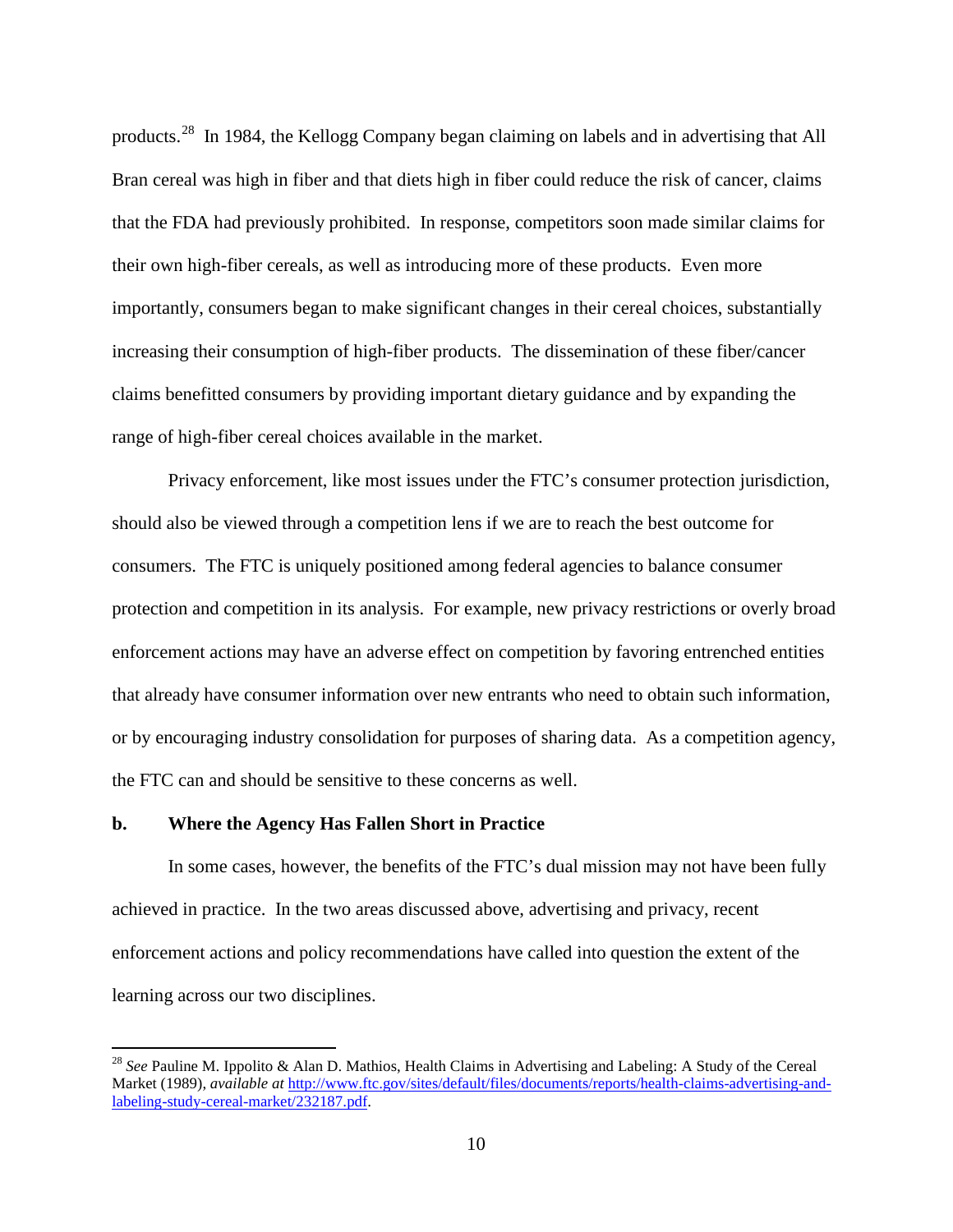products.[28] In 1984, the Kellogg Company began claiming on labels and in advertising that All Bran cereal was high in fiber and that diets high in fiber could reduce the risk of cancer, claims that the FDA had previously prohibited. In response, competitors soon made similar claims for their own high-fiber cereals, as well as introducing more of these products. Even more importantly, consumers began to make significant changes in their cereal choices, substantially increasing their consumption of high-fiber products. The dissemination of these fiber/cancer claims benefitted consumers by providing important dietary guidance and by expanding the range of high-fiber cereal choices available in the market.

Privacy enforcement, like most issues under the FTC's consumer protection jurisdiction, should also be viewed through a competition lens if we are to reach the best outcome for consumers. The FTC is uniquely positioned among federal agencies to balance consumer protection and competition in its analysis. For example, new privacy restrictions or overly broad enforcement actions may have an adverse effect on competition by favoring entrenched entities that already have consumer information over new entrants who need to obtain such information, or by encouraging industry consolidation for purposes of sharing data. As a competition agency, the FTC can and should be sensitive to these concerns as well.

**b. Where the Agency Has Fallen Short in Practice**

In some cases, however, the benefits of the FTC's dual mission may not have been fully achieved in practice. In the two areas discussed above, advertising and privacy, recent enforcement actions and policy recommendations have called into question the extent of the learning across our two disciplines.

---

[28] *See* Pauline M. Ippolito & Alan D. Mathios, Health Claims in Advertising and Labeling: A Study of the Cereal Market (1989), *available at* http://www.ftc.gov/sites/default/files/documents/reports/health-claims-advertising-and-labeling-study-cereal-market/232187.pdf.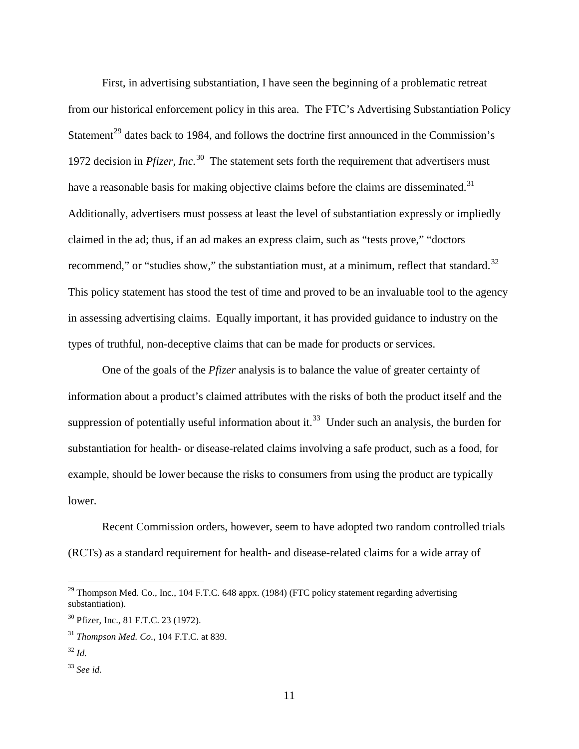First, in advertising substantiation, I have seen the beginning of a problematic retreat from our historical enforcement policy in this area. The FTC's Advertising Substantiation Policy Statement[29] dates back to 1984, and follows the doctrine first announced in the Commission's 1972 decision in *Pfizer, Inc.*[30] The statement sets forth the requirement that advertisers must have a reasonable basis for making objective claims before the claims are disseminated.[31] Additionally, advertisers must possess at least the level of substantiation expressly or impliedly claimed in the ad; thus, if an ad makes an express claim, such as "tests prove," "doctors recommend," or "studies show," the substantiation must, at a minimum, reflect that standard.[32] This policy statement has stood the test of time and proved to be an invaluable tool to the agency in assessing advertising claims. Equally important, it has provided guidance to industry on the types of truthful, non-deceptive claims that can be made for products or services.

One of the goals of the *Pfizer* analysis is to balance the value of greater certainty of information about a product's claimed attributes with the risks of both the product itself and the suppression of potentially useful information about it.[33] Under such an analysis, the burden for substantiation for health- or disease-related claims involving a safe product, such as a food, for example, should be lower because the risks to consumers from using the product are typically lower.

Recent Commission orders, however, seem to have adopted two random controlled trials (RCTs) as a standard requirement for health- and disease-related claims for a wide array of

---

[29] Thompson Med. Co., Inc., 104 F.T.C. 648 appx. (1984) (FTC policy statement regarding advertising substantiation).

[30] Pfizer, Inc., 81 F.T.C. 23 (1972).

[31] *Thompson Med. Co.*, 104 F.T.C. at 839.

[32] *Id.*

[33] *See id.*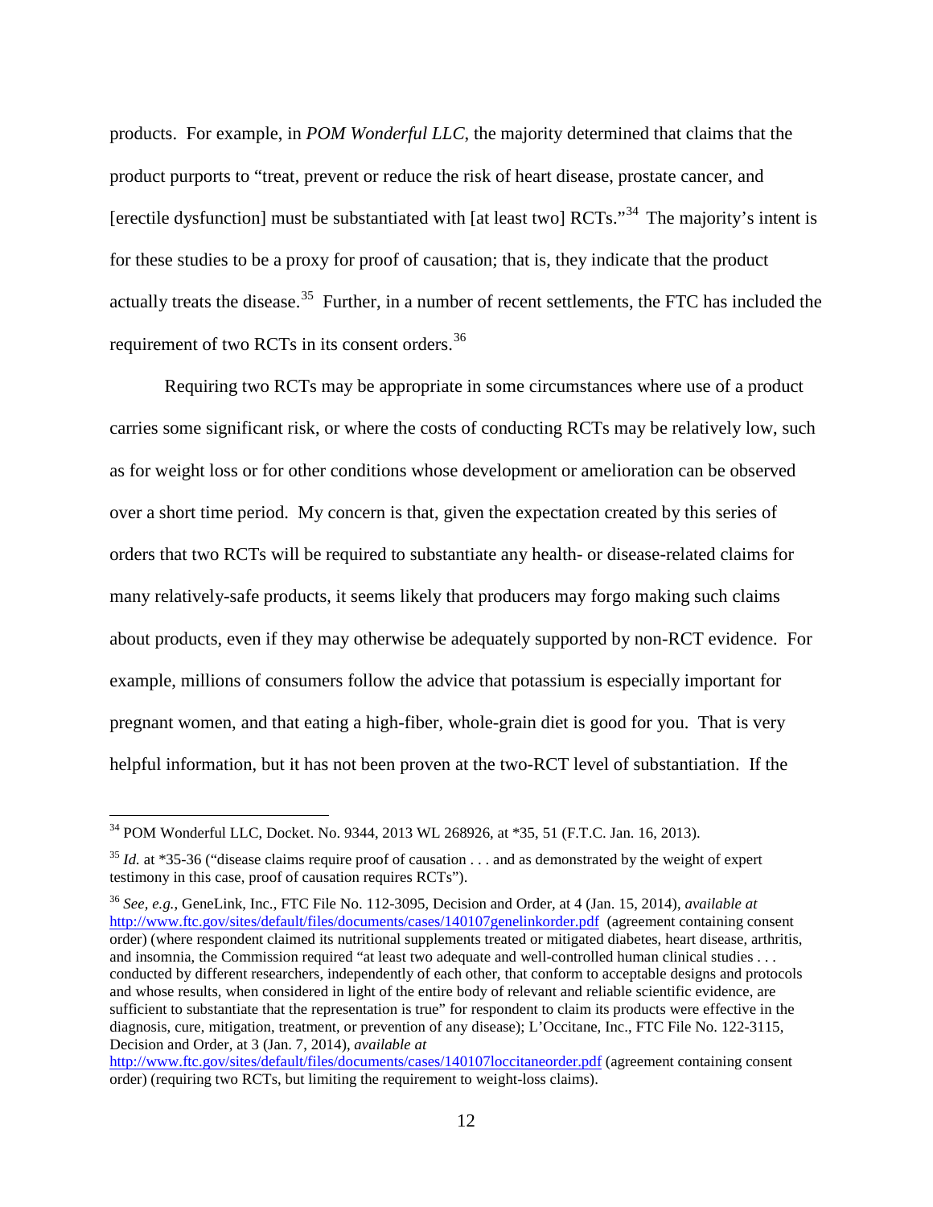products. For example, in *POM Wonderful LLC*, the majority determined that claims that the product purports to "treat, prevent or reduce the risk of heart disease, prostate cancer, and [erectile dysfunction] must be substantiated with [at least two] RCTs."[34] The majority's intent is for these studies to be a proxy for proof of causation; that is, they indicate that the product actually treats the disease.[35] Further, in a number of recent settlements, the FTC has included the requirement of two RCTs in its consent orders.[36]

Requiring two RCTs may be appropriate in some circumstances where use of a product carries some significant risk, or where the costs of conducting RCTs may be relatively low, such as for weight loss or for other conditions whose development or amelioration can be observed over a short time period. My concern is that, given the expectation created by this series of orders that two RCTs will be required to substantiate any health- or disease-related claims for many relatively-safe products, it seems likely that producers may forgo making such claims about products, even if they may otherwise be adequately supported by non-RCT evidence. For example, millions of consumers follow the advice that potassium is especially important for pregnant women, and that eating a high-fiber, whole-grain diet is good for you. That is very helpful information, but it has not been proven at the two-RCT level of substantiation. If the

---

[34] POM Wonderful LLC, Docket. No. 9344, 2013 WL 268926, at *35, 51 (F.T.C. Jan. 16, 2013).

[35] *Id.* at *35-36 ("disease claims require proof of causation . . . and as demonstrated by the weight of expert testimony in this case, proof of causation requires RCTs").

[36] *See, e.g.*, GeneLink, Inc., FTC File No. 112-3095, Decision and Order, at 4 (Jan. 15, 2014), *available at* http://www.ftc.gov/sites/default/files/documents/cases/140107genelinkorder.pdf (agreement containing consent order) (where respondent claimed its nutritional supplements treated or mitigated diabetes, heart disease, arthritis, and insomnia, the Commission required "at least two adequate and well-controlled human clinical studies . . . conducted by different researchers, independently of each other, that conform to acceptable designs and protocols and whose results, when considered in light of the entire body of relevant and reliable scientific evidence, are sufficient to substantiate that the representation is true" for respondent to claim its products were effective in the diagnosis, cure, mitigation, treatment, or prevention of any disease); L'Occitane, Inc., FTC File No. 122-3115, Decision and Order, at 3 (Jan. 7, 2014), *available at* http://www.ftc.gov/sites/default/files/documents/cases/140107loccitaneorder.pdf (agreement containing consent order) (requiring two RCTs, but limiting the requirement to weight-loss claims).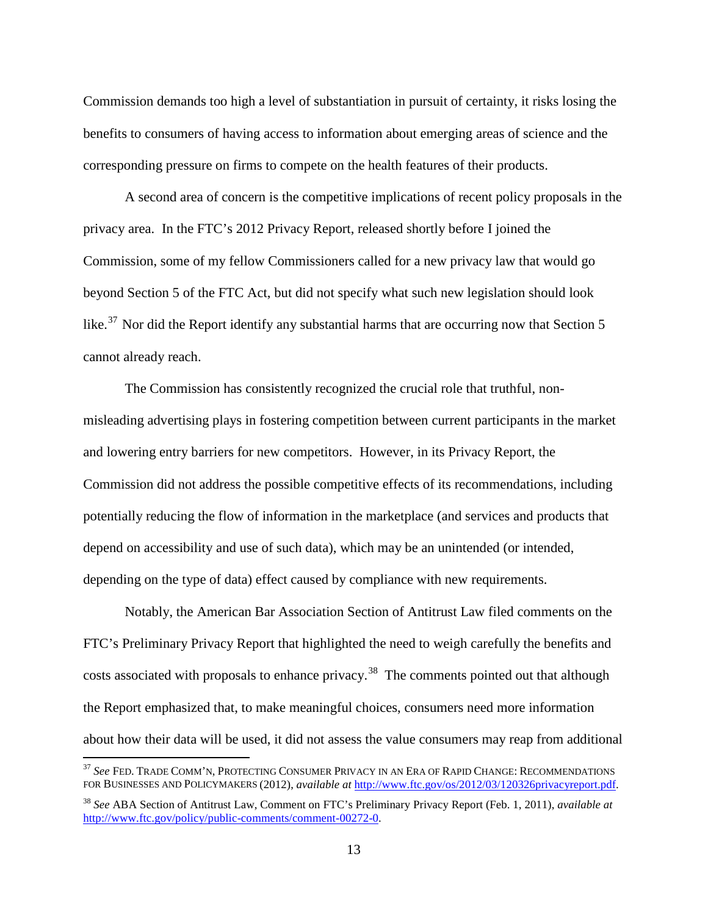Commission demands too high a level of substantiation in pursuit of certainty, it risks losing the benefits to consumers of having access to information about emerging areas of science and the corresponding pressure on firms to compete on the health features of their products.

A second area of concern is the competitive implications of recent policy proposals in the privacy area. In the FTC's 2012 Privacy Report, released shortly before I joined the Commission, some of my fellow Commissioners called for a new privacy law that would go beyond Section 5 of the FTC Act, but did not specify what such new legislation should look like.[37] Nor did the Report identify any substantial harms that are occurring now that Section 5 cannot already reach.

The Commission has consistently recognized the crucial role that truthful, non-misleading advertising plays in fostering competition between current participants in the market and lowering entry barriers for new competitors. However, in its Privacy Report, the Commission did not address the possible competitive effects of its recommendations, including potentially reducing the flow of information in the marketplace (and services and products that depend on accessibility and use of such data), which may be an unintended (or intended, depending on the type of data) effect caused by compliance with new requirements.

Notably, the American Bar Association Section of Antitrust Law filed comments on the FTC's Preliminary Privacy Report that highlighted the need to weigh carefully the benefits and costs associated with proposals to enhance privacy.[38] The comments pointed out that although the Report emphasized that, to make meaningful choices, consumers need more information about how their data will be used, it did not assess the value consumers may reap from additional

---

[37] *See* FED. TRADE COMM'N, PROTECTING CONSUMER PRIVACY IN AN ERA OF RAPID CHANGE: RECOMMENDATIONS FOR BUSINESSES AND POLICYMAKERS (2012), *available at* http://www.ftc.gov/os/2012/03/120326privacyreport.pdf.

[38] *See* ABA Section of Antitrust Law, Comment on FTC's Preliminary Privacy Report (Feb. 1, 2011), *available at* http://www.ftc.gov/policy/public-comments/comment-00272-0.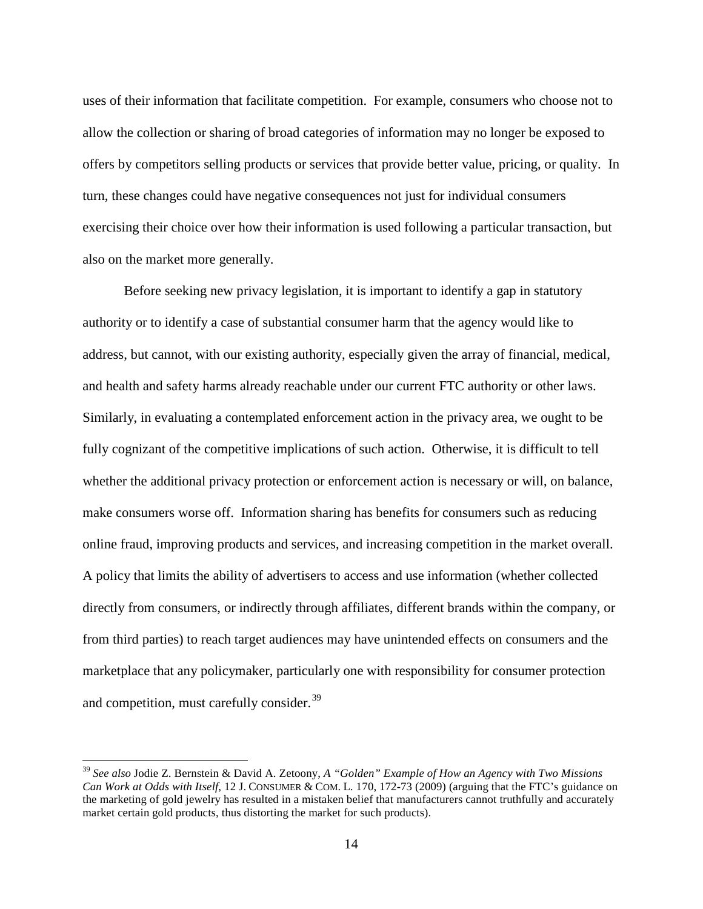uses of their information that facilitate competition. For example, consumers who choose not to allow the collection or sharing of broad categories of information may no longer be exposed to offers by competitors selling products or services that provide better value, pricing, or quality. In turn, these changes could have negative consequences not just for individual consumers exercising their choice over how their information is used following a particular transaction, but also on the market more generally.

Before seeking new privacy legislation, it is important to identify a gap in statutory authority or to identify a case of substantial consumer harm that the agency would like to address, but cannot, with our existing authority, especially given the array of financial, medical, and health and safety harms already reachable under our current FTC authority or other laws. Similarly, in evaluating a contemplated enforcement action in the privacy area, we ought to be fully cognizant of the competitive implications of such action. Otherwise, it is difficult to tell whether the additional privacy protection or enforcement action is necessary or will, on balance, make consumers worse off. Information sharing has benefits for consumers such as reducing online fraud, improving products and services, and increasing competition in the market overall. A policy that limits the ability of advertisers to access and use information (whether collected directly from consumers, or indirectly through affiliates, different brands within the company, or from third parties) to reach target audiences may have unintended effects on consumers and the marketplace that any policymaker, particularly one with responsibility for consumer protection and competition, must carefully consider.[39]

---

[39] *See also* Jodie Z. Bernstein & David A. Zetoony, *A "Golden" Example of How an Agency with Two Missions Can Work at Odds with Itself*, 12 J. CONSUMER & COM. L. 170, 172-73 (2009) (arguing that the FTC's guidance on the marketing of gold jewelry has resulted in a mistaken belief that manufacturers cannot truthfully and accurately market certain gold products, thus distorting the market for such products).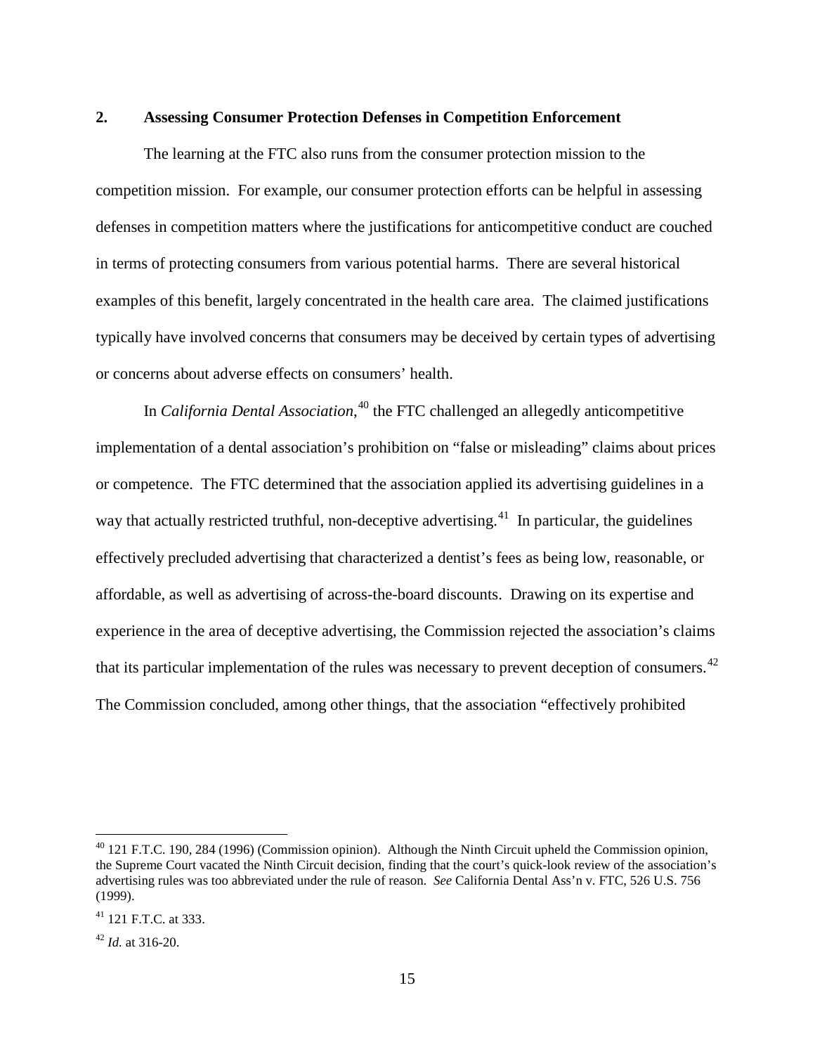## 2. Assessing Consumer Protection Defenses in Competition Enforcement

The learning at the FTC also runs from the consumer protection mission to the competition mission. For example, our consumer protection efforts can be helpful in assessing defenses in competition matters where the justifications for anticompetitive conduct are couched in terms of protecting consumers from various potential harms. There are several historical examples of this benefit, largely concentrated in the health care area. The claimed justifications typically have involved concerns that consumers may be deceived by certain types of advertising or concerns about adverse effects on consumers' health.

In *California Dental Association*,[40] the FTC challenged an allegedly anticompetitive implementation of a dental association's prohibition on "false or misleading" claims about prices or competence. The FTC determined that the association applied its advertising guidelines in a way that actually restricted truthful, non-deceptive advertising.[41] In particular, the guidelines effectively precluded advertising that characterized a dentist's fees as being low, reasonable, or affordable, as well as advertising of across-the-board discounts. Drawing on its expertise and experience in the area of deceptive advertising, the Commission rejected the association's claims that its particular implementation of the rules was necessary to prevent deception of consumers.[42] The Commission concluded, among other things, that the association "effectively prohibited

---

[40] 121 F.T.C. 190, 284 (1996) (Commission opinion). Although the Ninth Circuit upheld the Commission opinion, the Supreme Court vacated the Ninth Circuit decision, finding that the court's quick-look review of the association's advertising rules was too abbreviated under the rule of reason. *See* California Dental Ass'n v. FTC, 526 U.S. 756 (1999).

[41] 121 F.T.C. at 333.

[42] *Id.* at 316-20.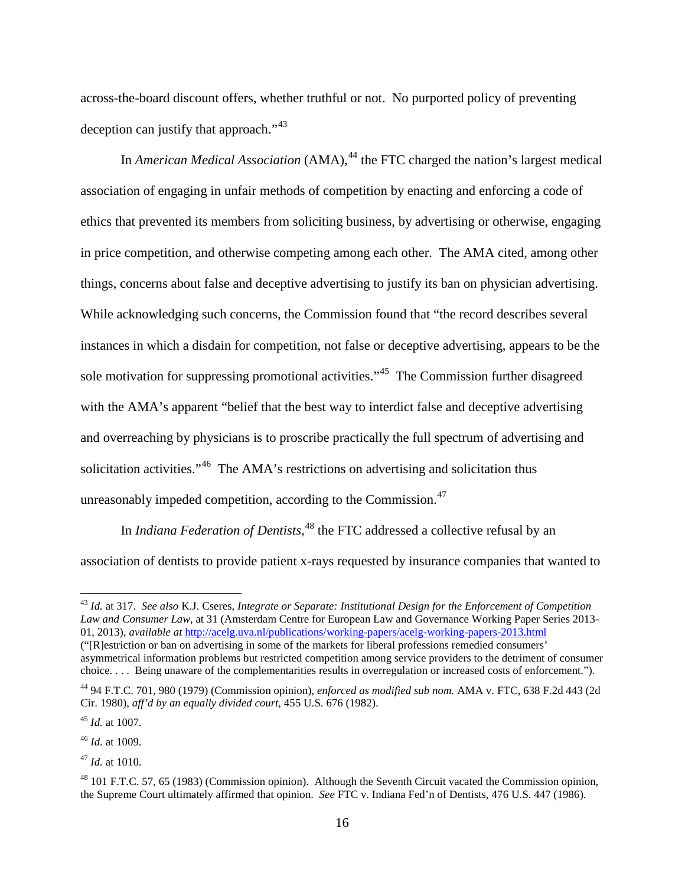across-the-board discount offers, whether truthful or not. No purported policy of preventing deception can justify that approach."[43]

In *American Medical Association* (AMA),[44] the FTC charged the nation's largest medical association of engaging in unfair methods of competition by enacting and enforcing a code of ethics that prevented its members from soliciting business, by advertising or otherwise, engaging in price competition, and otherwise competing among each other. The AMA cited, among other things, concerns about false and deceptive advertising to justify its ban on physician advertising. While acknowledging such concerns, the Commission found that "the record describes several instances in which a disdain for competition, not false or deceptive advertising, appears to be the sole motivation for suppressing promotional activities."[45] The Commission further disagreed with the AMA's apparent "belief that the best way to interdict false and deceptive advertising and overreaching by physicians is to proscribe practically the full spectrum of advertising and solicitation activities."[46] The AMA's restrictions on advertising and solicitation thus unreasonably impeded competition, according to the Commission.[47]

In *Indiana Federation of Dentists*,[48] the FTC addressed a collective refusal by an association of dentists to provide patient x-rays requested by insurance companies that wanted to

---

[43] *Id.* at 317. *See also* K.J. Cseres, *Integrate or Separate: Institutional Design for the Enforcement of Competition Law and Consumer Law*, at 31 (Amsterdam Centre for European Law and Governance Working Paper Series 2013-01, 2013), *available at* http://acelg.uva.nl/publications/working-papers/acelg-working-papers-2013.html ("[R]estriction or ban on advertising in some of the markets for liberal professions remedied consumers' asymmetrical information problems but restricted competition among service providers to the detriment of consumer choice. . . . Being unaware of the complementarities results in overregulation or increased costs of enforcement.").

[44] 94 F.T.C. 701, 980 (1979) (Commission opinion), *enforced as modified sub nom.* AMA v. FTC, 638 F.2d 443 (2d Cir. 1980), *aff'd by an equally divided court*, 455 U.S. 676 (1982).

[45] *Id.* at 1007.

[46] *Id.* at 1009.

[47] *Id.* at 1010.

[48] 101 F.T.C. 57, 65 (1983) (Commission opinion). Although the Seventh Circuit vacated the Commission opinion, the Supreme Court ultimately affirmed that opinion. *See* FTC v. Indiana Fed'n of Dentists, 476 U.S. 447 (1986).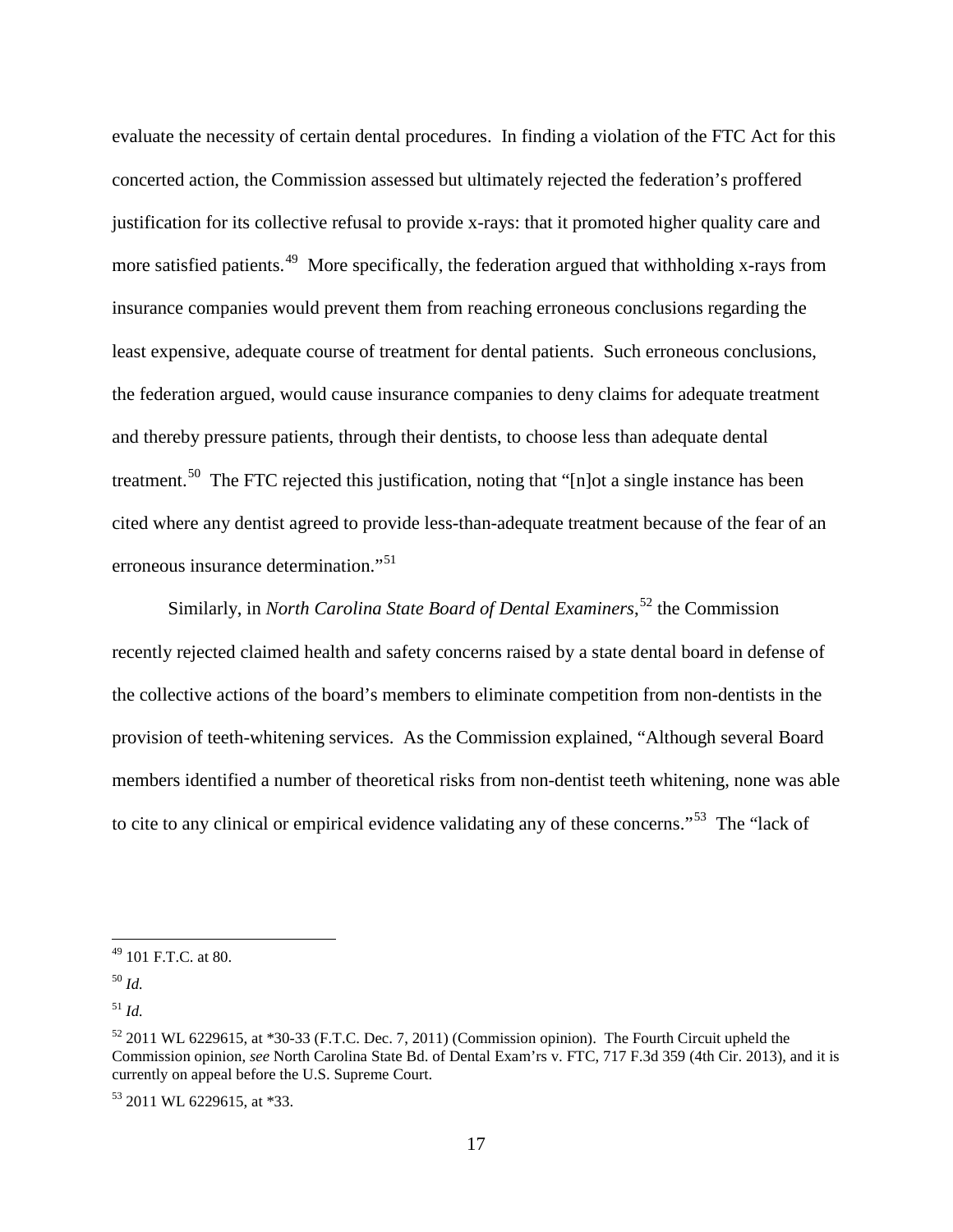evaluate the necessity of certain dental procedures. In finding a violation of the FTC Act for this concerted action, the Commission assessed but ultimately rejected the federation's proffered justification for its collective refusal to provide x-rays: that it promoted higher quality care and more satisfied patients.[49] More specifically, the federation argued that withholding x-rays from insurance companies would prevent them from reaching erroneous conclusions regarding the least expensive, adequate course of treatment for dental patients. Such erroneous conclusions, the federation argued, would cause insurance companies to deny claims for adequate treatment and thereby pressure patients, through their dentists, to choose less than adequate dental treatment.[50] The FTC rejected this justification, noting that "[n]ot a single instance has been cited where any dentist agreed to provide less-than-adequate treatment because of the fear of an erroneous insurance determination."[51]

Similarly, in *North Carolina State Board of Dental Examiners*,[52] the Commission recently rejected claimed health and safety concerns raised by a state dental board in defense of the collective actions of the board's members to eliminate competition from non-dentists in the provision of teeth-whitening services. As the Commission explained, "Although several Board members identified a number of theoretical risks from non-dentist teeth whitening, none was able to cite to any clinical or empirical evidence validating any of these concerns."[53] The "lack of

---

[49] 101 F.T.C. at 80.

[50] *Id.*

[51] *Id.*

[52] 2011 WL 6229615, at *30-33 (F.T.C. Dec. 7, 2011) (Commission opinion). The Fourth Circuit upheld the Commission opinion, *see* North Carolina State Bd. of Dental Exam'rs v. FTC, 717 F.3d 359 (4th Cir. 2013), and it is currently on appeal before the U.S. Supreme Court.

[53] 2011 WL 6229615, at *33.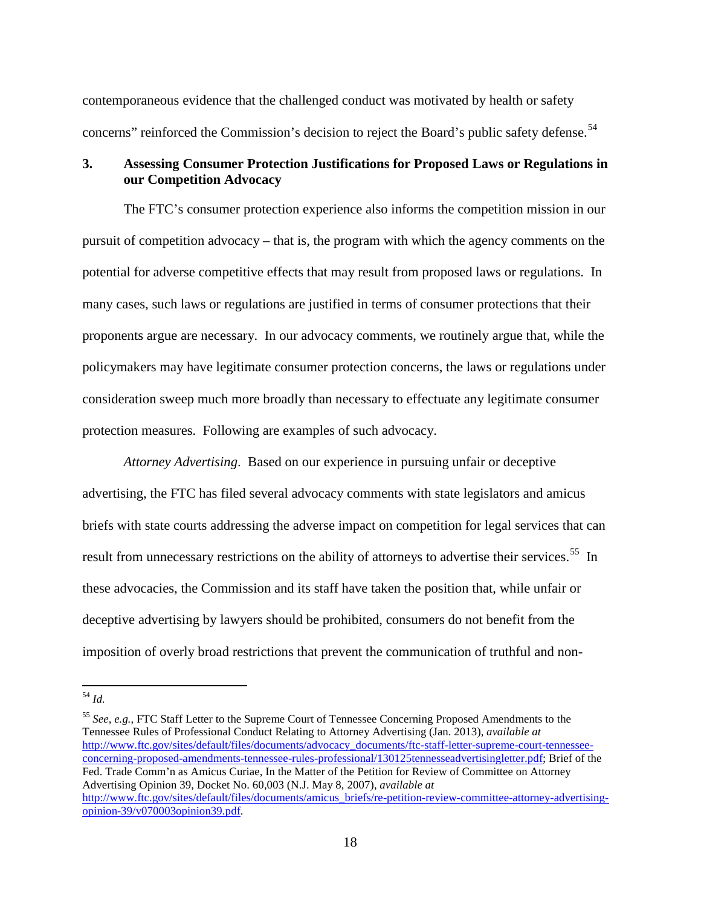contemporaneous evidence that the challenged conduct was motivated by health or safety concerns" reinforced the Commission's decision to reject the Board's public safety defense.[54]

### 3. Assessing Consumer Protection Justifications for Proposed Laws or Regulations in our Competition Advocacy

The FTC's consumer protection experience also informs the competition mission in our pursuit of competition advocacy – that is, the program with which the agency comments on the potential for adverse competitive effects that may result from proposed laws or regulations. In many cases, such laws or regulations are justified in terms of consumer protections that their proponents argue are necessary. In our advocacy comments, we routinely argue that, while the policymakers may have legitimate consumer protection concerns, the laws or regulations under consideration sweep much more broadly than necessary to effectuate any legitimate consumer protection measures. Following are examples of such advocacy.

*Attorney Advertising*. Based on our experience in pursuing unfair or deceptive advertising, the FTC has filed several advocacy comments with state legislators and amicus briefs with state courts addressing the adverse impact on competition for legal services that can result from unnecessary restrictions on the ability of attorneys to advertise their services.[55] In these advocacies, the Commission and its staff have taken the position that, while unfair or deceptive advertising by lawyers should be prohibited, consumers do not benefit from the imposition of overly broad restrictions that prevent the communication of truthful and non-

---

[54] *Id.*

[55] *See, e.g.*, FTC Staff Letter to the Supreme Court of Tennessee Concerning Proposed Amendments to the Tennessee Rules of Professional Conduct Relating to Attorney Advertising (Jan. 2013), *available at* http://www.ftc.gov/sites/default/files/documents/advocacy_documents/ftc-staff-letter-supreme-court-tennessee-concerning-proposed-amendments-tennessee-rules-professional/130125tennesseadvertisingletter.pdf; Brief of the Fed. Trade Comm'n as Amicus Curiae, In the Matter of the Petition for Review of Committee on Attorney Advertising Opinion 39, Docket No. 60,003 (N.J. May 8, 2007), *available at* http://www.ftc.gov/sites/default/files/documents/amicus_briefs/re-petition-review-committee-attorney-advertising-opinion-39/v070003opinion39.pdf.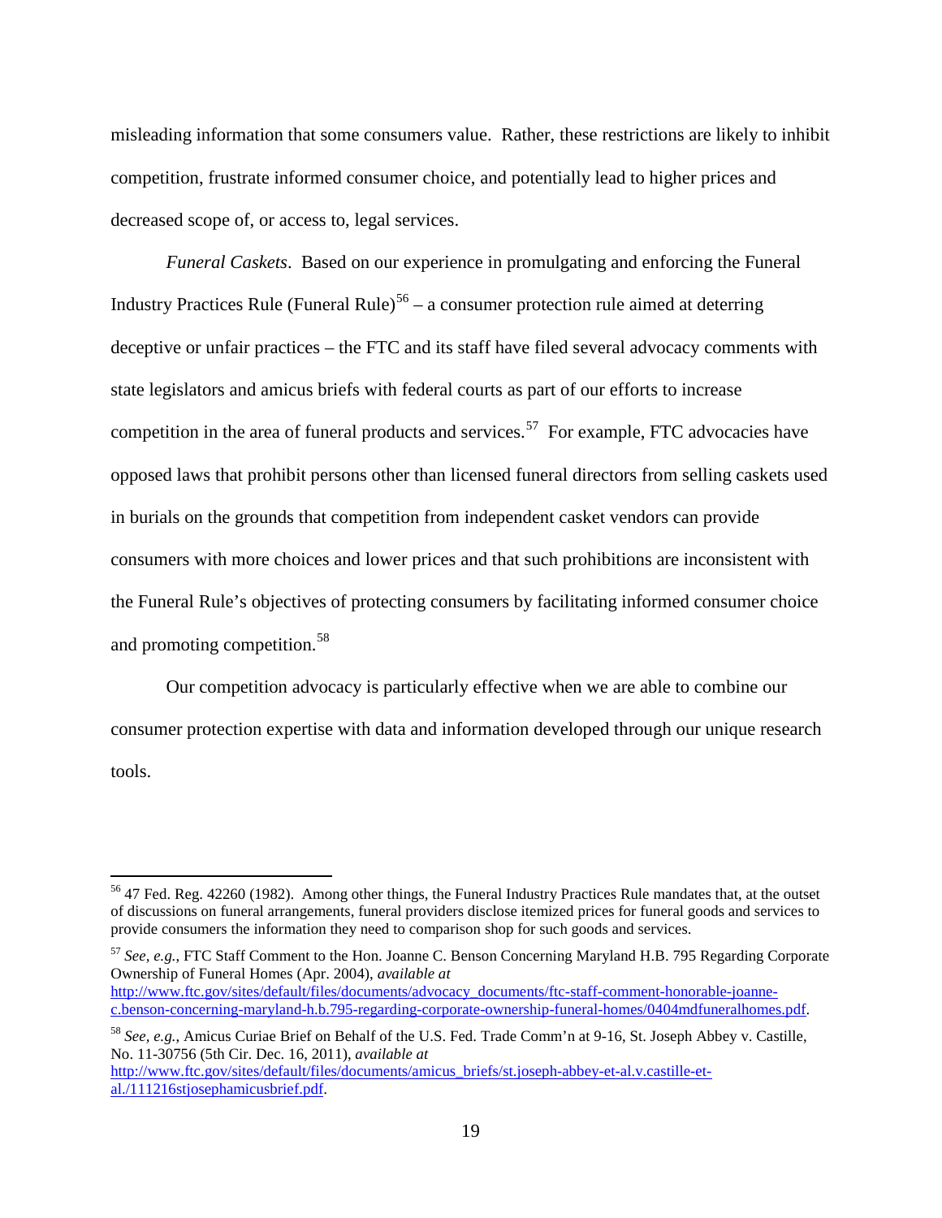misleading information that some consumers value. Rather, these restrictions are likely to inhibit competition, frustrate informed consumer choice, and potentially lead to higher prices and decreased scope of, or access to, legal services.

*Funeral Caskets*. Based on our experience in promulgating and enforcing the Funeral Industry Practices Rule (Funeral Rule)[56] – a consumer protection rule aimed at deterring deceptive or unfair practices – the FTC and its staff have filed several advocacy comments with state legislators and amicus briefs with federal courts as part of our efforts to increase competition in the area of funeral products and services.[57] For example, FTC advocacies have opposed laws that prohibit persons other than licensed funeral directors from selling caskets used in burials on the grounds that competition from independent casket vendors can provide consumers with more choices and lower prices and that such prohibitions are inconsistent with the Funeral Rule's objectives of protecting consumers by facilitating informed consumer choice and promoting competition.[58]

Our competition advocacy is particularly effective when we are able to combine our consumer protection expertise with data and information developed through our unique research tools.

---

[56] 47 Fed. Reg. 42260 (1982). Among other things, the Funeral Industry Practices Rule mandates that, at the outset of discussions on funeral arrangements, funeral providers disclose itemized prices for funeral goods and services to provide consumers the information they need to comparison shop for such goods and services.

[57] *See, e.g.*, FTC Staff Comment to the Hon. Joanne C. Benson Concerning Maryland H.B. 795 Regarding Corporate Ownership of Funeral Homes (Apr. 2004), *available at* http://www.ftc.gov/sites/default/files/documents/advocacy_documents/ftc-staff-comment-honorable-joanne-c.benson-concerning-maryland-h.b.795-regarding-corporate-ownership-funeral-homes/0404mdfuneralhomes.pdf.

[58] *See, e.g.*, Amicus Curiae Brief on Behalf of the U.S. Fed. Trade Comm'n at 9-16, St. Joseph Abbey v. Castille, No. 11-30756 (5th Cir. Dec. 16, 2011), *available at* http://www.ftc.gov/sites/default/files/documents/amicus_briefs/st.joseph-abbey-et-al.v.castille-et-al./111216stjosephamicusbrief.pdf.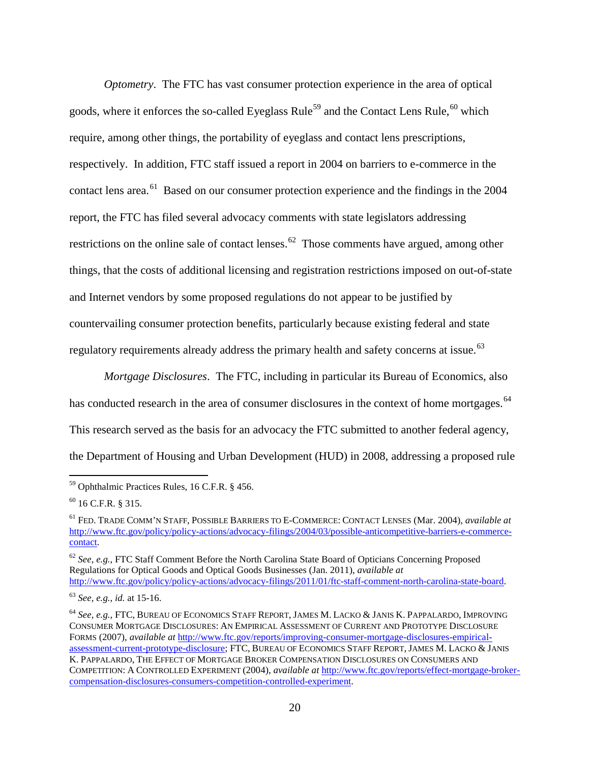*Optometry*. The FTC has vast consumer protection experience in the area of optical goods, where it enforces the so-called Eyeglass Rule[59] and the Contact Lens Rule,[60] which require, among other things, the portability of eyeglass and contact lens prescriptions, respectively. In addition, FTC staff issued a report in 2004 on barriers to e-commerce in the contact lens area.[61] Based on our consumer protection experience and the findings in the 2004 report, the FTC has filed several advocacy comments with state legislators addressing restrictions on the online sale of contact lenses.[62] Those comments have argued, among other things, that the costs of additional licensing and registration restrictions imposed on out-of-state and Internet vendors by some proposed regulations do not appear to be justified by countervailing consumer protection benefits, particularly because existing federal and state regulatory requirements already address the primary health and safety concerns at issue.[63]

*Mortgage Disclosures*. The FTC, including in particular its Bureau of Economics, also has conducted research in the area of consumer disclosures in the context of home mortgages.[64] This research served as the basis for an advocacy the FTC submitted to another federal agency, the Department of Housing and Urban Development (HUD) in 2008, addressing a proposed rule

---

[59] Ophthalmic Practices Rules, 16 C.F.R. § 456.

[60] 16 C.F.R. § 315.

[61] FED. TRADE COMM'N STAFF, POSSIBLE BARRIERS TO E-COMMERCE: CONTACT LENSES (Mar. 2004), *available at* http://www.ftc.gov/policy/policy-actions/advocacy-filings/2004/03/possible-anticompetitive-barriers-e-commerce-contact.

[62] *See, e.g.*, FTC Staff Comment Before the North Carolina State Board of Opticians Concerning Proposed Regulations for Optical Goods and Optical Goods Businesses (Jan. 2011), *available at* http://www.ftc.gov/policy/policy-actions/advocacy-filings/2011/01/ftc-staff-comment-north-carolina-state-board.

[63] *See, e.g.*, *id.* at 15-16.

[64] *See, e.g.*, FTC, BUREAU OF ECONOMICS STAFF REPORT, JAMES M. LACKO & JANIS K. PAPPALARDO, IMPROVING CONSUMER MORTGAGE DISCLOSURES: AN EMPIRICAL ASSESSMENT OF CURRENT AND PROTOTYPE DISCLOSURE FORMS (2007), *available at* http://www.ftc.gov/reports/improving-consumer-mortgage-disclosures-empirical-assessment-current-prototype-disclosure; FTC, BUREAU OF ECONOMICS STAFF REPORT, JAMES M. LACKO & JANIS K. PAPPALARDO, THE EFFECT OF MORTGAGE BROKER COMPENSATION DISCLOSURES ON CONSUMERS AND COMPETITION: A CONTROLLED EXPERIMENT (2004), *available at* http://www.ftc.gov/reports/effect-mortgage-broker-compensation-disclosures-consumers-competition-controlled-experiment.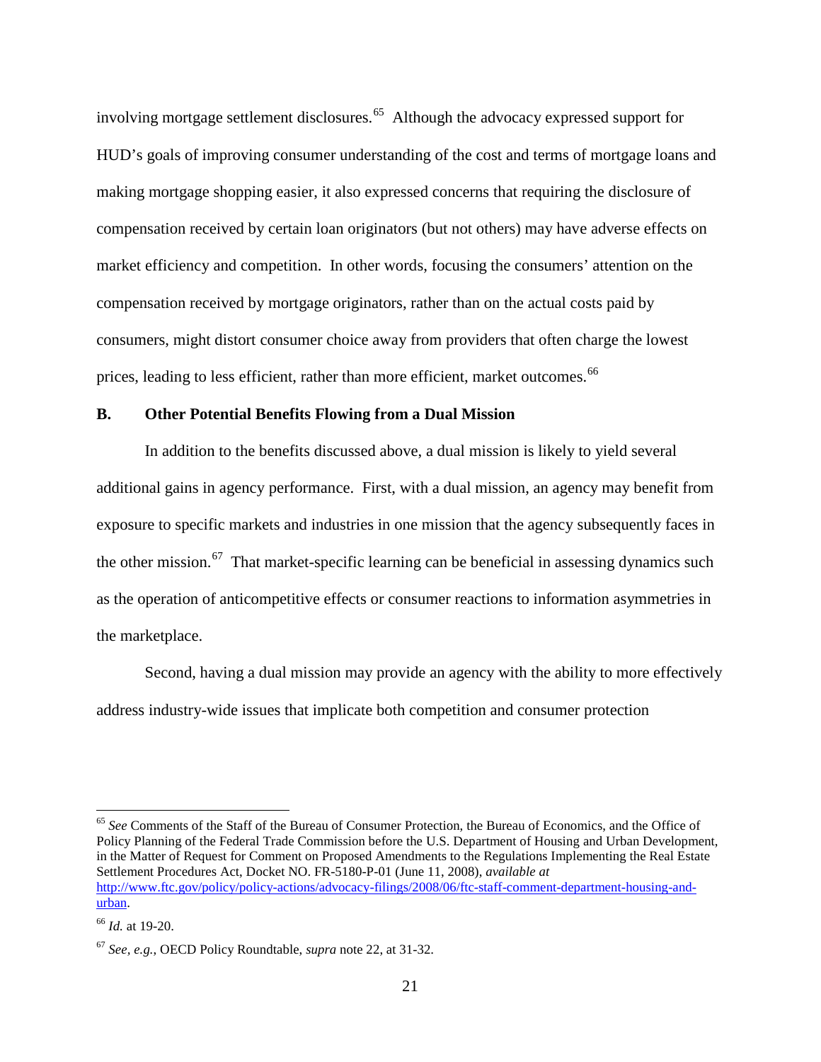involving mortgage settlement disclosures.[65] Although the advocacy expressed support for HUD's goals of improving consumer understanding of the cost and terms of mortgage loans and making mortgage shopping easier, it also expressed concerns that requiring the disclosure of compensation received by certain loan originators (but not others) may have adverse effects on market efficiency and competition. In other words, focusing the consumers' attention on the compensation received by mortgage originators, rather than on the actual costs paid by consumers, might distort consumer choice away from providers that often charge the lowest prices, leading to less efficient, rather than more efficient, market outcomes.[66]

### B. Other Potential Benefits Flowing from a Dual Mission

In addition to the benefits discussed above, a dual mission is likely to yield several additional gains in agency performance. First, with a dual mission, an agency may benefit from exposure to specific markets and industries in one mission that the agency subsequently faces in the other mission.[67] That market-specific learning can be beneficial in assessing dynamics such as the operation of anticompetitive effects or consumer reactions to information asymmetries in the marketplace.

Second, having a dual mission may provide an agency with the ability to more effectively address industry-wide issues that implicate both competition and consumer protection

---

[65] *See* Comments of the Staff of the Bureau of Consumer Protection, the Bureau of Economics, and the Office of Policy Planning of the Federal Trade Commission before the U.S. Department of Housing and Urban Development, in the Matter of Request for Comment on Proposed Amendments to the Regulations Implementing the Real Estate Settlement Procedures Act, Docket NO. FR-5180-P-01 (June 11, 2008), *available at* http://www.ftc.gov/policy/policy-actions/advocacy-filings/2008/06/ftc-staff-comment-department-housing-and-urban.

[66] *Id.* at 19-20.

[67] *See, e.g.*, OECD Policy Roundtable, *supra* note 22, at 31-32.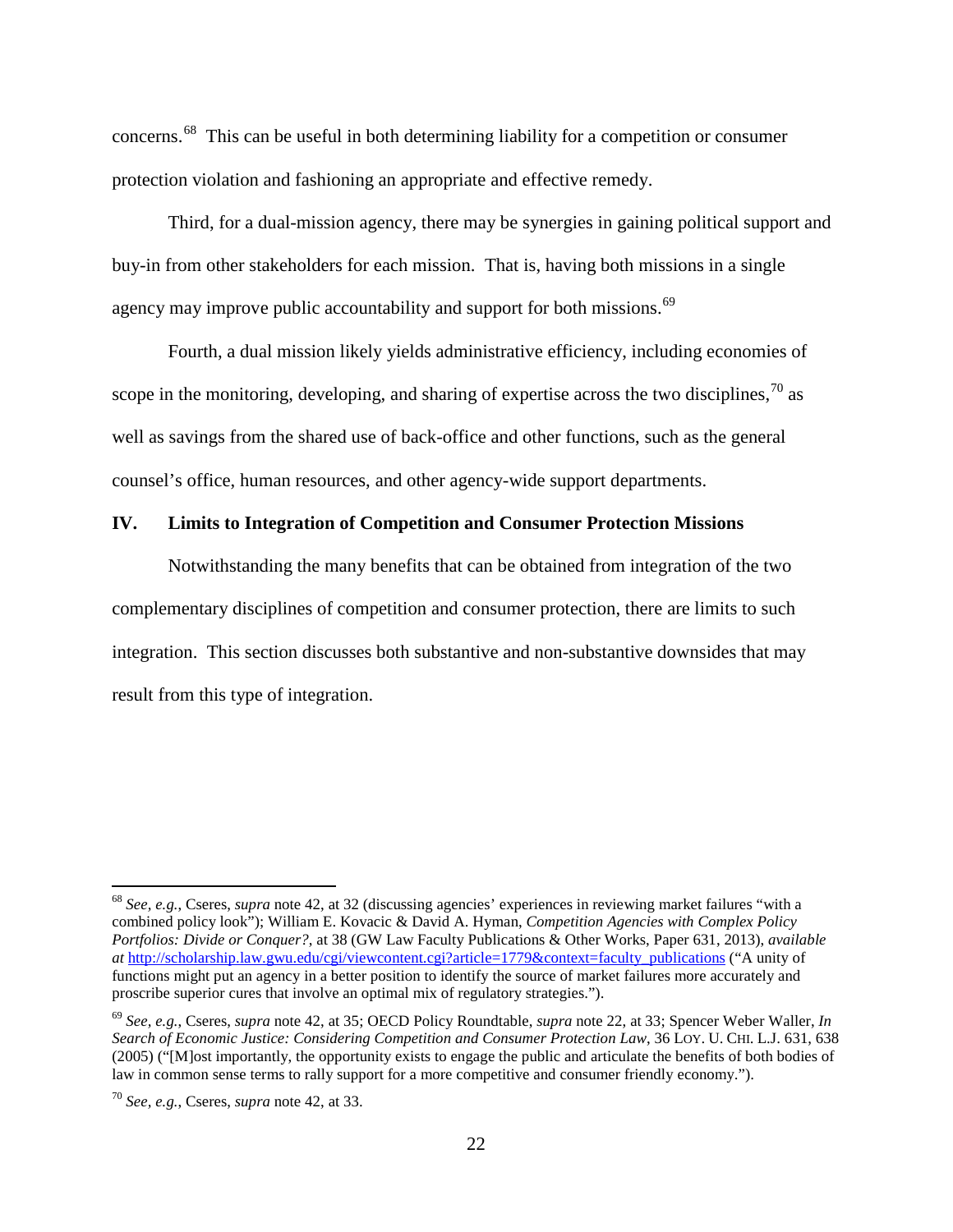concerns.[68] This can be useful in both determining liability for a competition or consumer protection violation and fashioning an appropriate and effective remedy.

Third, for a dual-mission agency, there may be synergies in gaining political support and buy-in from other stakeholders for each mission. That is, having both missions in a single agency may improve public accountability and support for both missions.[69]

Fourth, a dual mission likely yields administrative efficiency, including economies of scope in the monitoring, developing, and sharing of expertise across the two disciplines,[70] as well as savings from the shared use of back-office and other functions, such as the general counsel's office, human resources, and other agency-wide support departments.

## IV. Limits to Integration of Competition and Consumer Protection Missions

Notwithstanding the many benefits that can be obtained from integration of the two complementary disciplines of competition and consumer protection, there are limits to such integration. This section discusses both substantive and non-substantive downsides that may result from this type of integration.

---

[68] *See, e.g.*, Cseres, *supra* note 42, at 32 (discussing agencies' experiences in reviewing market failures "with a combined policy look"); William E. Kovacic & David A. Hyman, *Competition Agencies with Complex Policy Portfolios: Divide or Conquer?*, at 38 (GW Law Faculty Publications & Other Works, Paper 631, 2013), *available at* http://scholarship.law.gwu.edu/cgi/viewcontent.cgi?article=1779&context=faculty_publications ("A unity of functions might put an agency in a better position to identify the source of market failures more accurately and proscribe superior cures that involve an optimal mix of regulatory strategies.").

[69] *See, e.g.*, Cseres, *supra* note 42, at 35; OECD Policy Roundtable, *supra* note 22, at 33; Spencer Weber Waller, *In Search of Economic Justice: Considering Competition and Consumer Protection Law*, 36 LOY. U. CHI. L.J. 631, 638 (2005) ("[M]ost importantly, the opportunity exists to engage the public and articulate the benefits of both bodies of law in common sense terms to rally support for a more competitive and consumer friendly economy.").

[70] *See, e.g.*, Cseres, *supra* note 42, at 33.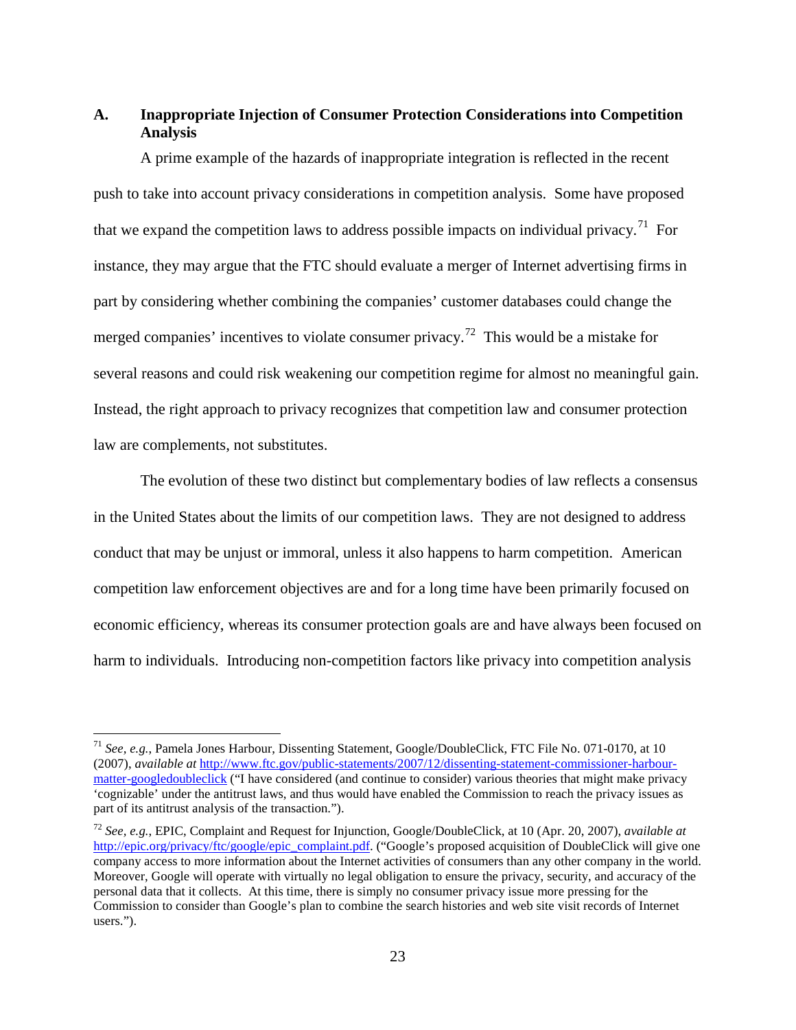## A. Inappropriate Injection of Consumer Protection Considerations into Competition Analysis

A prime example of the hazards of inappropriate integration is reflected in the recent push to take into account privacy considerations in competition analysis. Some have proposed that we expand the competition laws to address possible impacts on individual privacy.[71] For instance, they may argue that the FTC should evaluate a merger of Internet advertising firms in part by considering whether combining the companies' customer databases could change the merged companies' incentives to violate consumer privacy.[72] This would be a mistake for several reasons and could risk weakening our competition regime for almost no meaningful gain. Instead, the right approach to privacy recognizes that competition law and consumer protection law are complements, not substitutes.

The evolution of these two distinct but complementary bodies of law reflects a consensus in the United States about the limits of our competition laws. They are not designed to address conduct that may be unjust or immoral, unless it also happens to harm competition. American competition law enforcement objectives are and for a long time have been primarily focused on economic efficiency, whereas its consumer protection goals are and have always been focused on harm to individuals. Introducing non-competition factors like privacy into competition analysis

---

[71] *See, e.g.*, Pamela Jones Harbour, Dissenting Statement, Google/DoubleClick, FTC File No. 071-0170, at 10 (2007), *available at* http://www.ftc.gov/public-statements/2007/12/dissenting-statement-commissioner-harbour-matter-googledoubleclick ("I have considered (and continue to consider) various theories that might make privacy 'cognizable' under the antitrust laws, and thus would have enabled the Commission to reach the privacy issues as part of its antitrust analysis of the transaction.").

[72] *See, e.g.*, EPIC, Complaint and Request for Injunction, Google/DoubleClick, at 10 (Apr. 20, 2007), *available at* http://epic.org/privacy/ftc/google/epic_complaint.pdf. ("Google's proposed acquisition of DoubleClick will give one company access to more information about the Internet activities of consumers than any other company in the world. Moreover, Google will operate with virtually no legal obligation to ensure the privacy, security, and accuracy of the personal data that it collects. At this time, there is simply no consumer privacy issue more pressing for the Commission to consider than Google's plan to combine the search histories and web site visit records of Internet users.").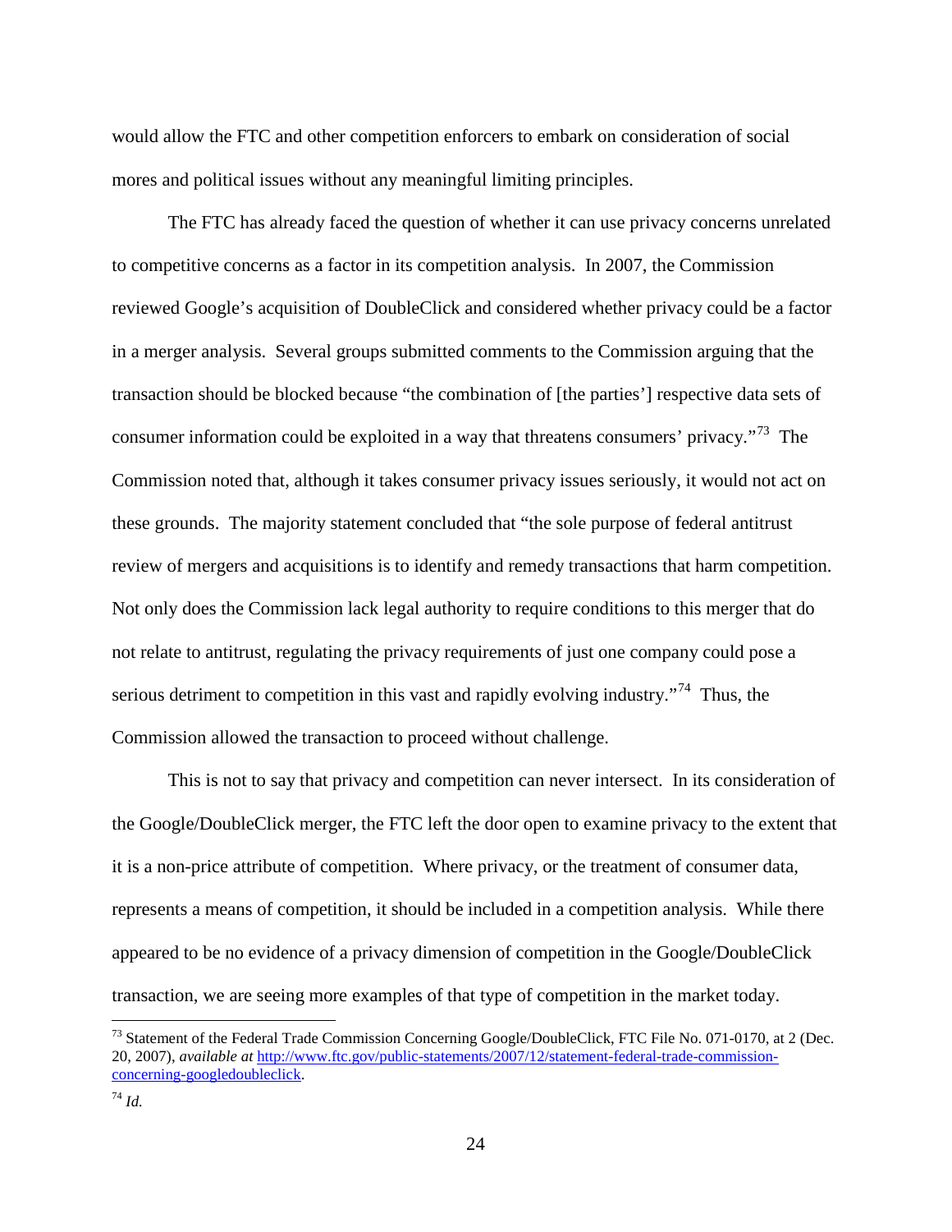would allow the FTC and other competition enforcers to embark on consideration of social mores and political issues without any meaningful limiting principles.

The FTC has already faced the question of whether it can use privacy concerns unrelated to competitive concerns as a factor in its competition analysis. In 2007, the Commission reviewed Google's acquisition of DoubleClick and considered whether privacy could be a factor in a merger analysis. Several groups submitted comments to the Commission arguing that the transaction should be blocked because "the combination of [the parties'] respective data sets of consumer information could be exploited in a way that threatens consumers' privacy."[73] The Commission noted that, although it takes consumer privacy issues seriously, it would not act on these grounds. The majority statement concluded that "the sole purpose of federal antitrust review of mergers and acquisitions is to identify and remedy transactions that harm competition. Not only does the Commission lack legal authority to require conditions to this merger that do not relate to antitrust, regulating the privacy requirements of just one company could pose a serious detriment to competition in this vast and rapidly evolving industry."[74] Thus, the Commission allowed the transaction to proceed without challenge.

This is not to say that privacy and competition can never intersect. In its consideration of the Google/DoubleClick merger, the FTC left the door open to examine privacy to the extent that it is a non-price attribute of competition. Where privacy, or the treatment of consumer data, represents a means of competition, it should be included in a competition analysis. While there appeared to be no evidence of a privacy dimension of competition in the Google/DoubleClick transaction, we are seeing more examples of that type of competition in the market today.

---

[73] Statement of the Federal Trade Commission Concerning Google/DoubleClick, FTC File No. 071-0170, at 2 (Dec. 20, 2007), *available at* http://www.ftc.gov/public-statements/2007/12/statement-federal-trade-commission-concerning-googledoubleclick.

[74] *Id.*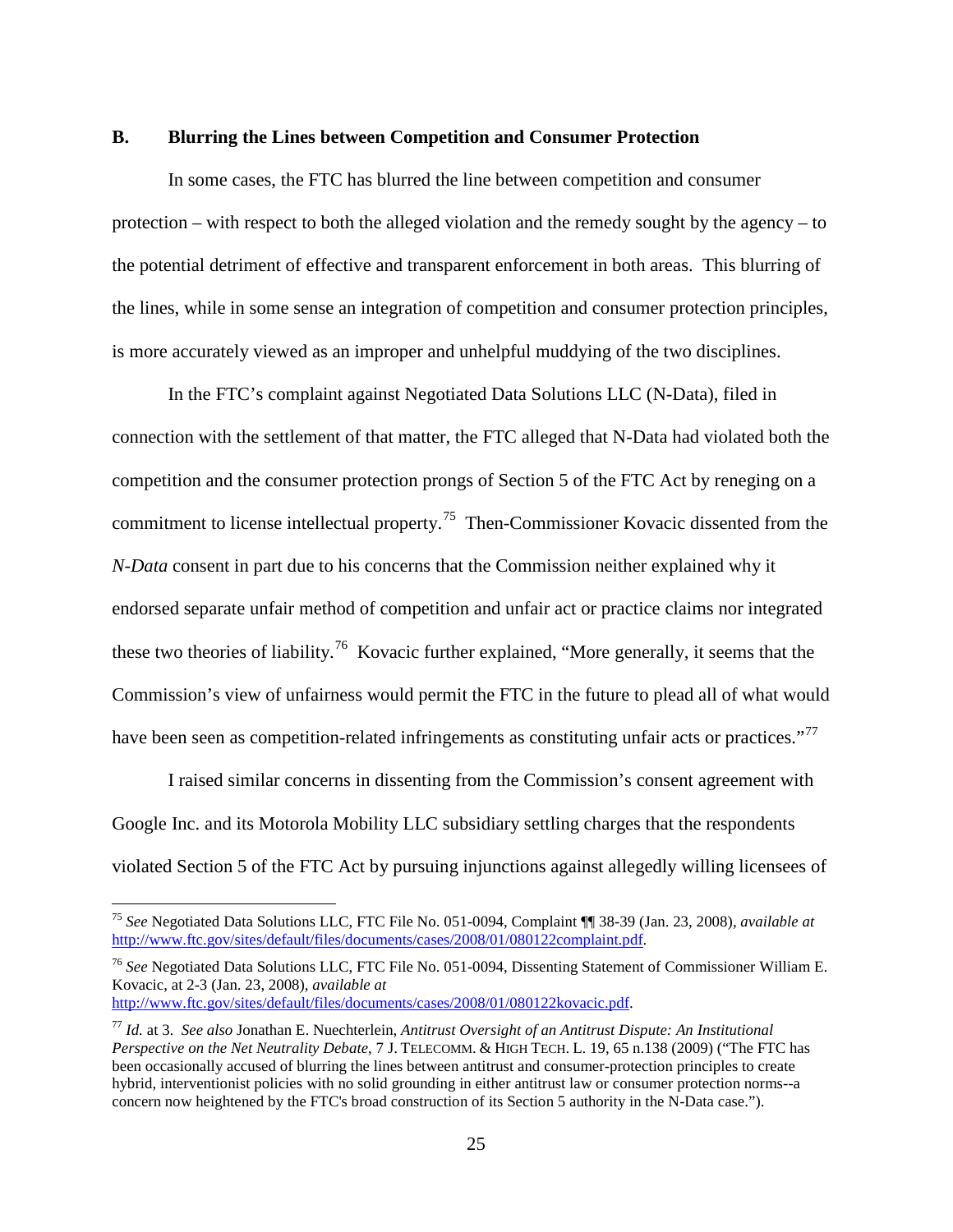## B. Blurring the Lines between Competition and Consumer Protection

In some cases, the FTC has blurred the line between competition and consumer protection – with respect to both the alleged violation and the remedy sought by the agency – to the potential detriment of effective and transparent enforcement in both areas. This blurring of the lines, while in some sense an integration of competition and consumer protection principles, is more accurately viewed as an improper and unhelpful muddying of the two disciplines.

In the FTC's complaint against Negotiated Data Solutions LLC (N-Data), filed in connection with the settlement of that matter, the FTC alleged that N-Data had violated both the competition and the consumer protection prongs of Section 5 of the FTC Act by reneging on a commitment to license intellectual property.[75] Then-Commissioner Kovacic dissented from the *N-Data* consent in part due to his concerns that the Commission neither explained why it endorsed separate unfair method of competition and unfair act or practice claims nor integrated these two theories of liability.[76] Kovacic further explained, "More generally, it seems that the Commission's view of unfairness would permit the FTC in the future to plead all of what would have been seen as competition-related infringements as constituting unfair acts or practices."[77]

I raised similar concerns in dissenting from the Commission's consent agreement with Google Inc. and its Motorola Mobility LLC subsidiary settling charges that the respondents violated Section 5 of the FTC Act by pursuing injunctions against allegedly willing licensees of

---

[75] *See* Negotiated Data Solutions LLC, FTC File No. 051-0094, Complaint ¶¶ 38-39 (Jan. 23, 2008), *available at* http://www.ftc.gov/sites/default/files/documents/cases/2008/01/080122complaint.pdf.

[76] *See* Negotiated Data Solutions LLC, FTC File No. 051-0094, Dissenting Statement of Commissioner William E. Kovacic, at 2-3 (Jan. 23, 2008), *available at* http://www.ftc.gov/sites/default/files/documents/cases/2008/01/080122kovacic.pdf.

[77] *Id.* at 3. *See also* Jonathan E. Nuechterlein, *Antitrust Oversight of an Antitrust Dispute: An Institutional Perspective on the Net Neutrality Debate*, 7 J. TELECOMM. & HIGH TECH. L. 19, 65 n.138 (2009) ("The FTC has been occasionally accused of blurring the lines between antitrust and consumer-protection principles to create hybrid, interventionist policies with no solid grounding in either antitrust law or consumer protection norms--a concern now heightened by the FTC's broad construction of its Section 5 authority in the N-Data case.").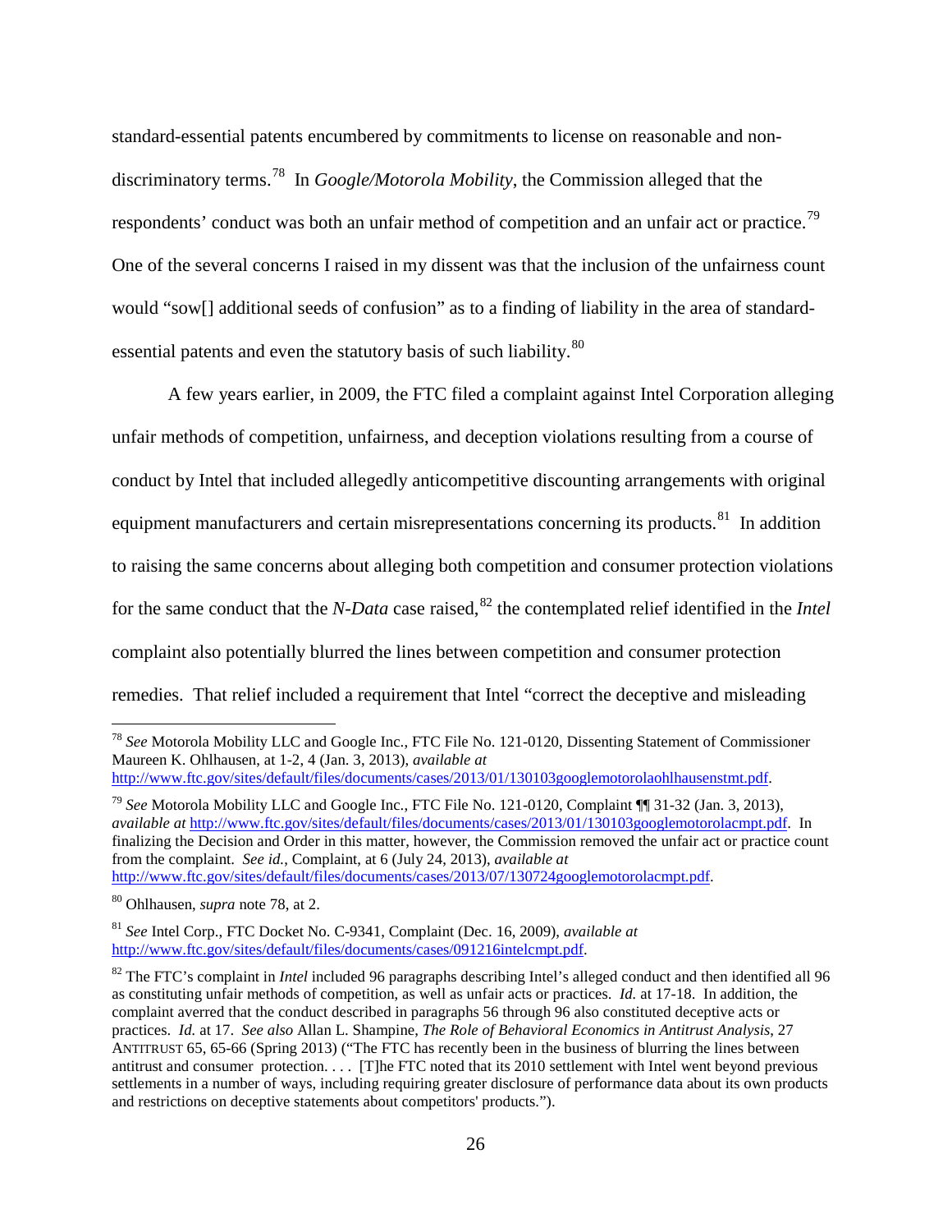standard-essential patents encumbered by commitments to license on reasonable and non-discriminatory terms.[78] In *Google/Motorola Mobility*, the Commission alleged that the respondents' conduct was both an unfair method of competition and an unfair act or practice.[79] One of the several concerns I raised in my dissent was that the inclusion of the unfairness count would "sow[] additional seeds of confusion" as to a finding of liability in the area of standard-essential patents and even the statutory basis of such liability.[80]

A few years earlier, in 2009, the FTC filed a complaint against Intel Corporation alleging unfair methods of competition, unfairness, and deception violations resulting from a course of conduct by Intel that included allegedly anticompetitive discounting arrangements with original equipment manufacturers and certain misrepresentations concerning its products.[81] In addition to raising the same concerns about alleging both competition and consumer protection violations for the same conduct that the *N-Data* case raised,[82] the contemplated relief identified in the *Intel* complaint also potentially blurred the lines between competition and consumer protection remedies. That relief included a requirement that Intel "correct the deceptive and misleading

---

[78] *See* Motorola Mobility LLC and Google Inc., FTC File No. 121-0120, Dissenting Statement of Commissioner Maureen K. Ohlhausen, at 1-2, 4 (Jan. 3, 2013), *available at* http://www.ftc.gov/sites/default/files/documents/cases/2013/01/130103googlemotorolaohlhausenstmt.pdf.

[79] *See* Motorola Mobility LLC and Google Inc., FTC File No. 121-0120, Complaint ¶¶ 31-32 (Jan. 3, 2013), *available at* http://www.ftc.gov/sites/default/files/documents/cases/2013/01/130103googlemotorolacmpt.pdf. In finalizing the Decision and Order in this matter, however, the Commission removed the unfair act or practice count from the complaint. *See id.*, Complaint, at 6 (July 24, 2013), *available at* http://www.ftc.gov/sites/default/files/documents/cases/2013/07/130724googlemotorolacmpt.pdf.

[80] Ohlhausen, *supra* note 78, at 2.

[81] *See* Intel Corp., FTC Docket No. C-9341, Complaint (Dec. 16, 2009), *available at* http://www.ftc.gov/sites/default/files/documents/cases/091216intelcmpt.pdf.

[82] The FTC's complaint in *Intel* included 96 paragraphs describing Intel's alleged conduct and then identified all 96 as constituting unfair methods of competition, as well as unfair acts or practices. *Id.* at 17-18. In addition, the complaint averred that the conduct described in paragraphs 56 through 96 also constituted deceptive acts or practices. *Id.* at 17. *See also* Allan L. Shampine, *The Role of Behavioral Economics in Antitrust Analysis*, 27 ANTITRUST 65, 65-66 (Spring 2013) ("The FTC has recently been in the business of blurring the lines between antitrust and consumer protection. . . . [T]he FTC noted that its 2010 settlement with Intel went beyond previous settlements in a number of ways, including requiring greater disclosure of performance data about its own products and restrictions on deceptive statements about competitors' products.").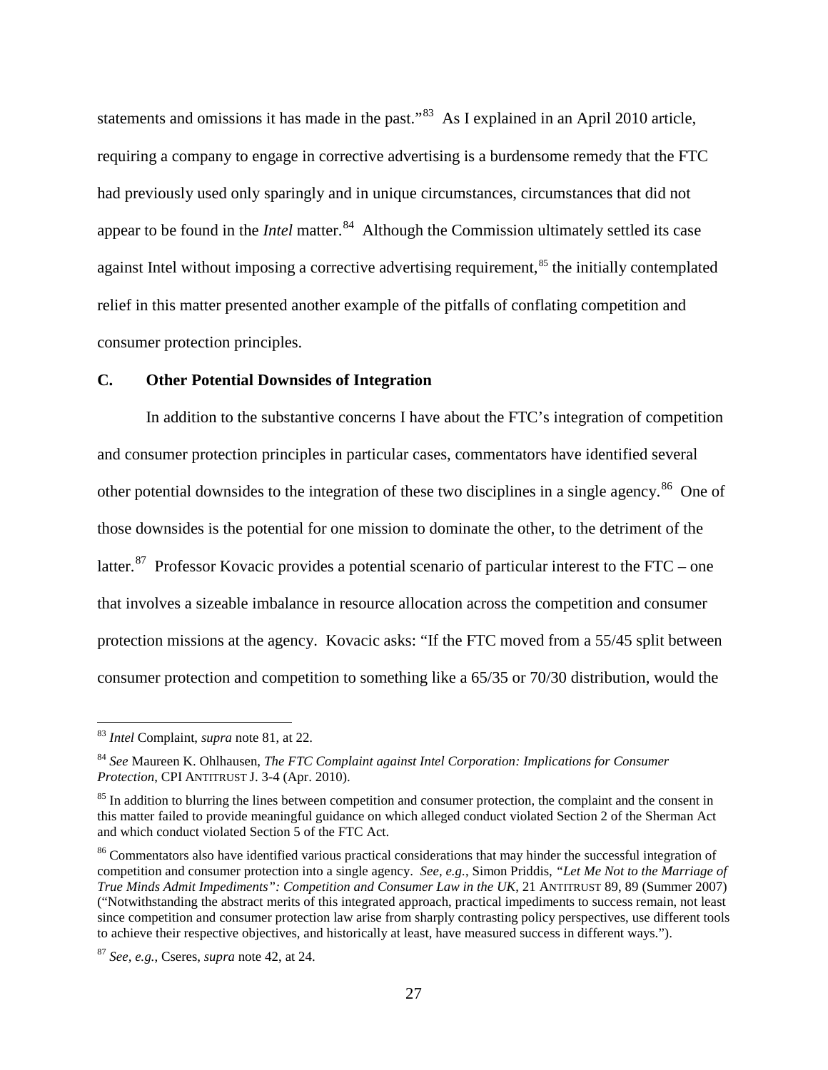statements and omissions it has made in the past."[83] As I explained in an April 2010 article, requiring a company to engage in corrective advertising is a burdensome remedy that the FTC had previously used only sparingly and in unique circumstances, circumstances that did not appear to be found in the *Intel* matter.[84] Although the Commission ultimately settled its case against Intel without imposing a corrective advertising requirement,[85] the initially contemplated relief in this matter presented another example of the pitfalls of conflating competition and consumer protection principles.

### C. Other Potential Downsides of Integration

In addition to the substantive concerns I have about the FTC's integration of competition and consumer protection principles in particular cases, commentators have identified several other potential downsides to the integration of these two disciplines in a single agency.[86] One of those downsides is the potential for one mission to dominate the other, to the detriment of the latter.[87] Professor Kovacic provides a potential scenario of particular interest to the FTC – one that involves a sizeable imbalance in resource allocation across the competition and consumer protection missions at the agency. Kovacic asks: "If the FTC moved from a 55/45 split between consumer protection and competition to something like a 65/35 or 70/30 distribution, would the

---

[83] *Intel* Complaint, *supra* note 81, at 22.

[84] *See* Maureen K. Ohlhausen, *The FTC Complaint against Intel Corporation: Implications for Consumer Protection*, CPI ANTITRUST J. 3-4 (Apr. 2010).

[85] In addition to blurring the lines between competition and consumer protection, the complaint and the consent in this matter failed to provide meaningful guidance on which alleged conduct violated Section 2 of the Sherman Act and which conduct violated Section 5 of the FTC Act.

[86] Commentators also have identified various practical considerations that may hinder the successful integration of competition and consumer protection into a single agency. *See, e.g.*, Simon Priddis, *"Let Me Not to the Marriage of True Minds Admit Impediments": Competition and Consumer Law in the UK*, 21 ANTITRUST 89, 89 (Summer 2007) ("Notwithstanding the abstract merits of this integrated approach, practical impediments to success remain, not least since competition and consumer protection law arise from sharply contrasting policy perspectives, use different tools to achieve their respective objectives, and historically at least, have measured success in different ways.").

[87] *See, e.g.*, Cseres, *supra* note 42, at 24.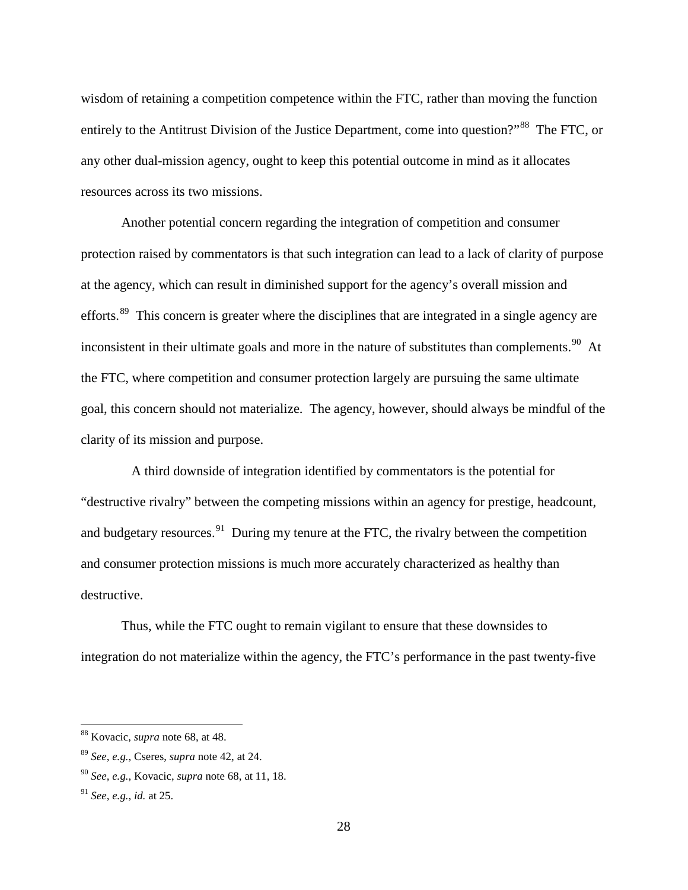wisdom of retaining a competition competence within the FTC, rather than moving the function entirely to the Antitrust Division of the Justice Department, come into question?"[88] The FTC, or any other dual-mission agency, ought to keep this potential outcome in mind as it allocates resources across its two missions.

Another potential concern regarding the integration of competition and consumer protection raised by commentators is that such integration can lead to a lack of clarity of purpose at the agency, which can result in diminished support for the agency's overall mission and efforts.[89] This concern is greater where the disciplines that are integrated in a single agency are inconsistent in their ultimate goals and more in the nature of substitutes than complements.[90] At the FTC, where competition and consumer protection largely are pursuing the same ultimate goal, this concern should not materialize. The agency, however, should always be mindful of the clarity of its mission and purpose.

A third downside of integration identified by commentators is the potential for "destructive rivalry" between the competing missions within an agency for prestige, headcount, and budgetary resources.[91] During my tenure at the FTC, the rivalry between the competition and consumer protection missions is much more accurately characterized as healthy than destructive.

Thus, while the FTC ought to remain vigilant to ensure that these downsides to integration do not materialize within the agency, the FTC's performance in the past twenty-five

---

[88] Kovacic, *supra* note 68, at 48.

[89] *See, e.g.,* Cseres, *supra* note 42, at 24.

[90] *See, e.g.*, Kovacic, *supra* note 68, at 11, 18.

[91] *See, e.g.*, *id.* at 25.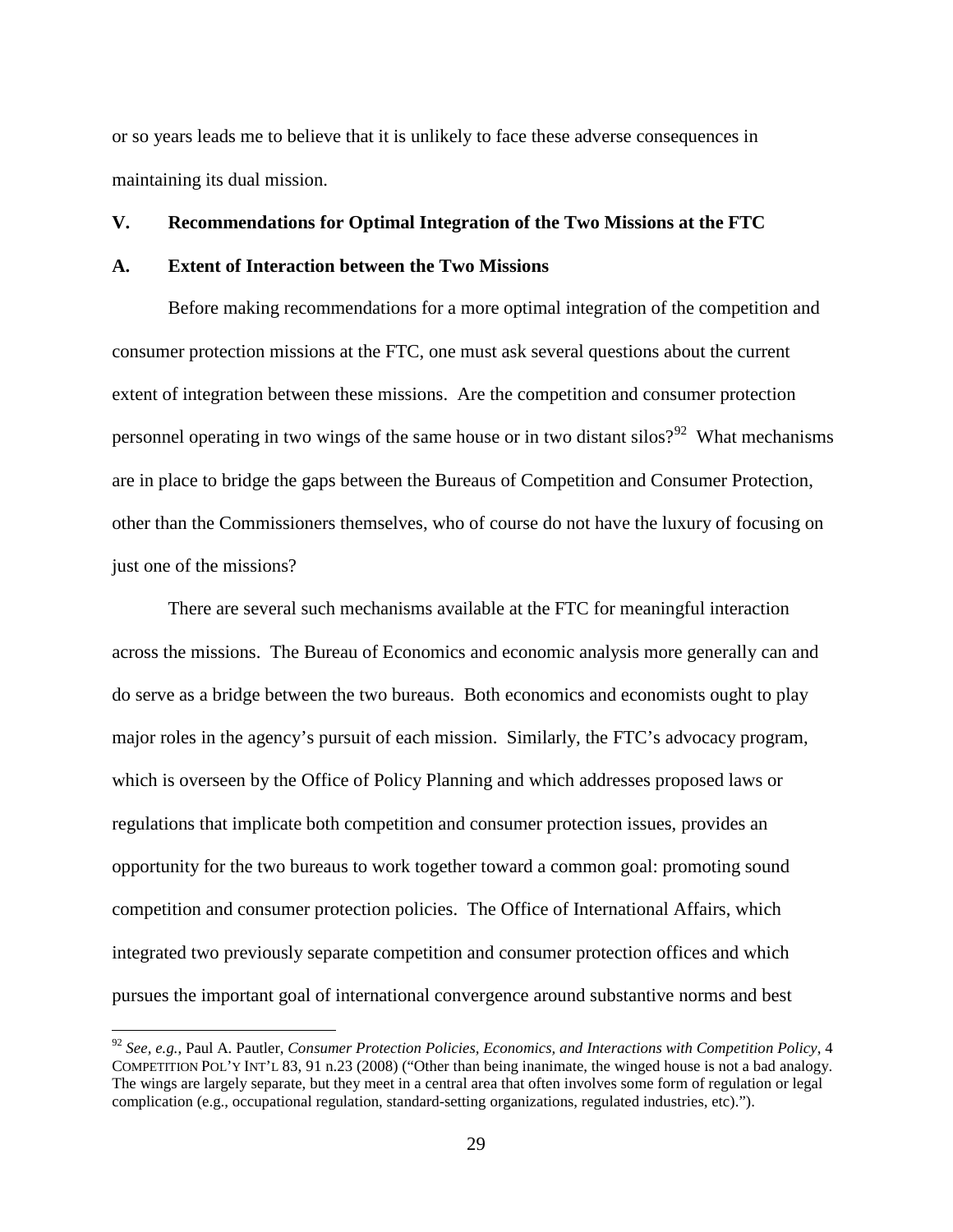or so years leads me to believe that it is unlikely to face these adverse consequences in maintaining its dual mission.

## V. Recommendations for Optimal Integration of the Two Missions at the FTC

### A. Extent of Interaction between the Two Missions

Before making recommendations for a more optimal integration of the competition and consumer protection missions at the FTC, one must ask several questions about the current extent of integration between these missions. Are the competition and consumer protection personnel operating in two wings of the same house or in two distant silos?[92] What mechanisms are in place to bridge the gaps between the Bureaus of Competition and Consumer Protection, other than the Commissioners themselves, who of course do not have the luxury of focusing on just one of the missions?

There are several such mechanisms available at the FTC for meaningful interaction across the missions. The Bureau of Economics and economic analysis more generally can and do serve as a bridge between the two bureaus. Both economics and economists ought to play major roles in the agency's pursuit of each mission. Similarly, the FTC's advocacy program, which is overseen by the Office of Policy Planning and which addresses proposed laws or regulations that implicate both competition and consumer protection issues, provides an opportunity for the two bureaus to work together toward a common goal: promoting sound competition and consumer protection policies. The Office of International Affairs, which integrated two previously separate competition and consumer protection offices and which pursues the important goal of international convergence around substantive norms and best

[92] *See, e.g.*, Paul A. Pautler, *Consumer Protection Policies, Economics, and Interactions with Competition Policy*, 4 COMPETITION POL'Y INT'L 83, 91 n.23 (2008) ("Other than being inanimate, the winged house is not a bad analogy. The wings are largely separate, but they meet in a central area that often involves some form of regulation or legal complication (e.g., occupational regulation, standard-setting organizations, regulated industries, etc).").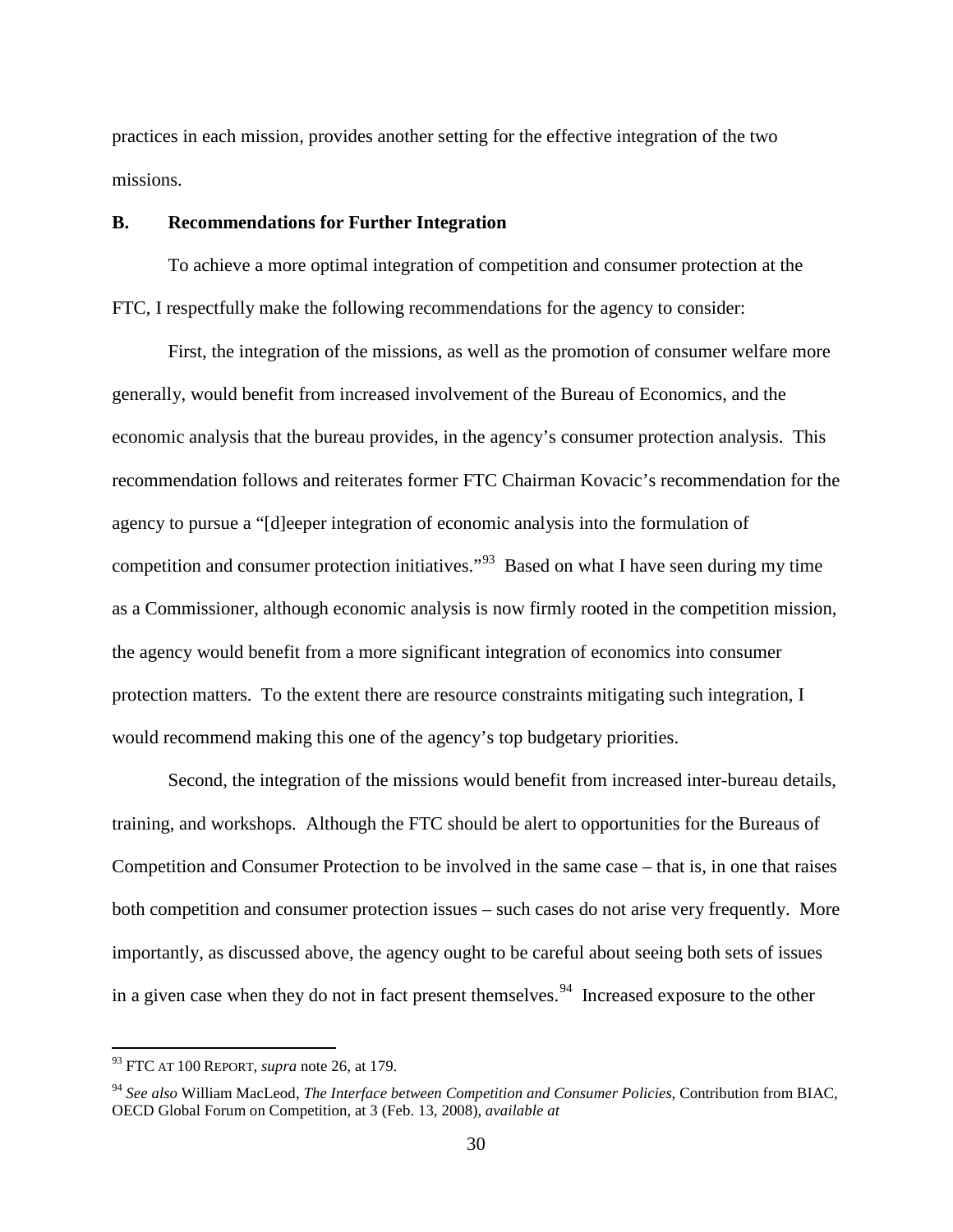practices in each mission, provides another setting for the effective integration of the two missions.

## B. Recommendations for Further Integration

To achieve a more optimal integration of competition and consumer protection at the FTC, I respectfully make the following recommendations for the agency to consider:

First, the integration of the missions, as well as the promotion of consumer welfare more generally, would benefit from increased involvement of the Bureau of Economics, and the economic analysis that the bureau provides, in the agency's consumer protection analysis. This recommendation follows and reiterates former FTC Chairman Kovacic's recommendation for the agency to pursue a "[d]eeper integration of economic analysis into the formulation of competition and consumer protection initiatives."[93] Based on what I have seen during my time as a Commissioner, although economic analysis is now firmly rooted in the competition mission, the agency would benefit from a more significant integration of economics into consumer protection matters. To the extent there are resource constraints mitigating such integration, I would recommend making this one of the agency's top budgetary priorities.

Second, the integration of the missions would benefit from increased inter-bureau details, training, and workshops. Although the FTC should be alert to opportunities for the Bureaus of Competition and Consumer Protection to be involved in the same case – that is, in one that raises both competition and consumer protection issues – such cases do not arise very frequently. More importantly, as discussed above, the agency ought to be careful about seeing both sets of issues in a given case when they do not in fact present themselves.[94] Increased exposure to the other

---

[93] FTC AT 100 REPORT, *supra* note 26, at 179.

[94] *See also* William MacLeod, *The Interface between Competition and Consumer Policies*, Contribution from BIAC, OECD Global Forum on Competition, at 3 (Feb. 13, 2008), *available at*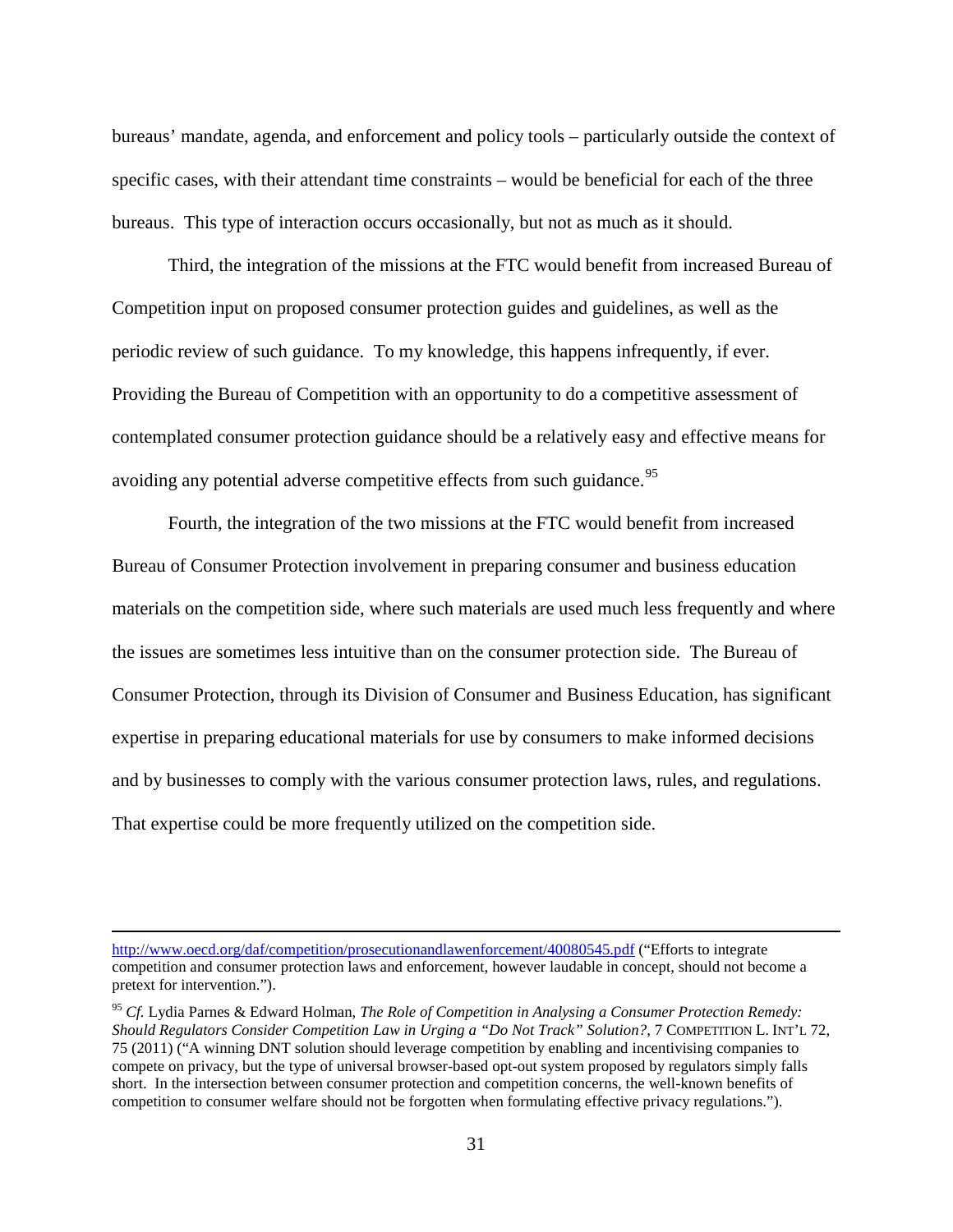bureaus' mandate, agenda, and enforcement and policy tools – particularly outside the context of specific cases, with their attendant time constraints – would be beneficial for each of the three bureaus. This type of interaction occurs occasionally, but not as much as it should.

Third, the integration of the missions at the FTC would benefit from increased Bureau of Competition input on proposed consumer protection guides and guidelines, as well as the periodic review of such guidance. To my knowledge, this happens infrequently, if ever. Providing the Bureau of Competition with an opportunity to do a competitive assessment of contemplated consumer protection guidance should be a relatively easy and effective means for avoiding any potential adverse competitive effects from such guidance.[95]

Fourth, the integration of the two missions at the FTC would benefit from increased Bureau of Consumer Protection involvement in preparing consumer and business education materials on the competition side, where such materials are used much less frequently and where the issues are sometimes less intuitive than on the consumer protection side. The Bureau of Consumer Protection, through its Division of Consumer and Business Education, has significant expertise in preparing educational materials for use by consumers to make informed decisions and by businesses to comply with the various consumer protection laws, rules, and regulations. That expertise could be more frequently utilized on the competition side.

---

http://www.oecd.org/daf/competition/prosecutionandlawenforcement/40080545.pdf ("Efforts to integrate competition and consumer protection laws and enforcement, however laudable in concept, should not become a pretext for intervention.").

[95] *Cf.* Lydia Parnes & Edward Holman, *The Role of Competition in Analysing a Consumer Protection Remedy: Should Regulators Consider Competition Law in Urging a "Do Not Track" Solution?*, 7 COMPETITION L. INT'L 72, 75 (2011) ("A winning DNT solution should leverage competition by enabling and incentivising companies to compete on privacy, but the type of universal browser-based opt-out system proposed by regulators simply falls short. In the intersection between consumer protection and competition concerns, the well-known benefits of competition to consumer welfare should not be forgotten when formulating effective privacy regulations.").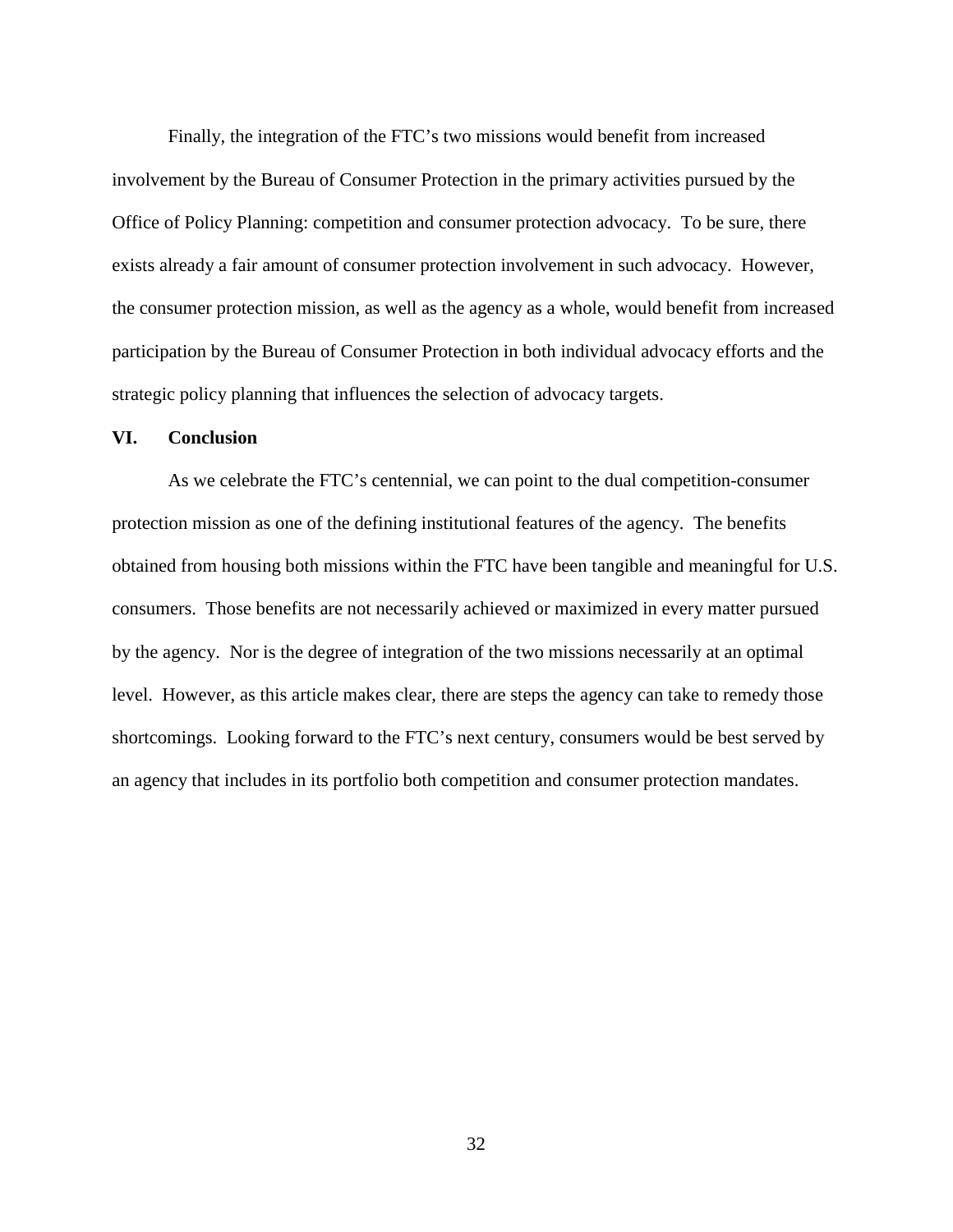Finally, the integration of the FTC's two missions would benefit from increased involvement by the Bureau of Consumer Protection in the primary activities pursued by the Office of Policy Planning: competition and consumer protection advocacy. To be sure, there exists already a fair amount of consumer protection involvement in such advocacy. However, the consumer protection mission, as well as the agency as a whole, would benefit from increased participation by the Bureau of Consumer Protection in both individual advocacy efforts and the strategic policy planning that influences the selection of advocacy targets.

## VI. Conclusion

As we celebrate the FTC's centennial, we can point to the dual competition-consumer protection mission as one of the defining institutional features of the agency. The benefits obtained from housing both missions within the FTC have been tangible and meaningful for U.S. consumers. Those benefits are not necessarily achieved or maximized in every matter pursued by the agency. Nor is the degree of integration of the two missions necessarily at an optimal level. However, as this article makes clear, there are steps the agency can take to remedy those shortcomings. Looking forward to the FTC's next century, consumers would be best served by an agency that includes in its portfolio both competition and consumer protection mandates.